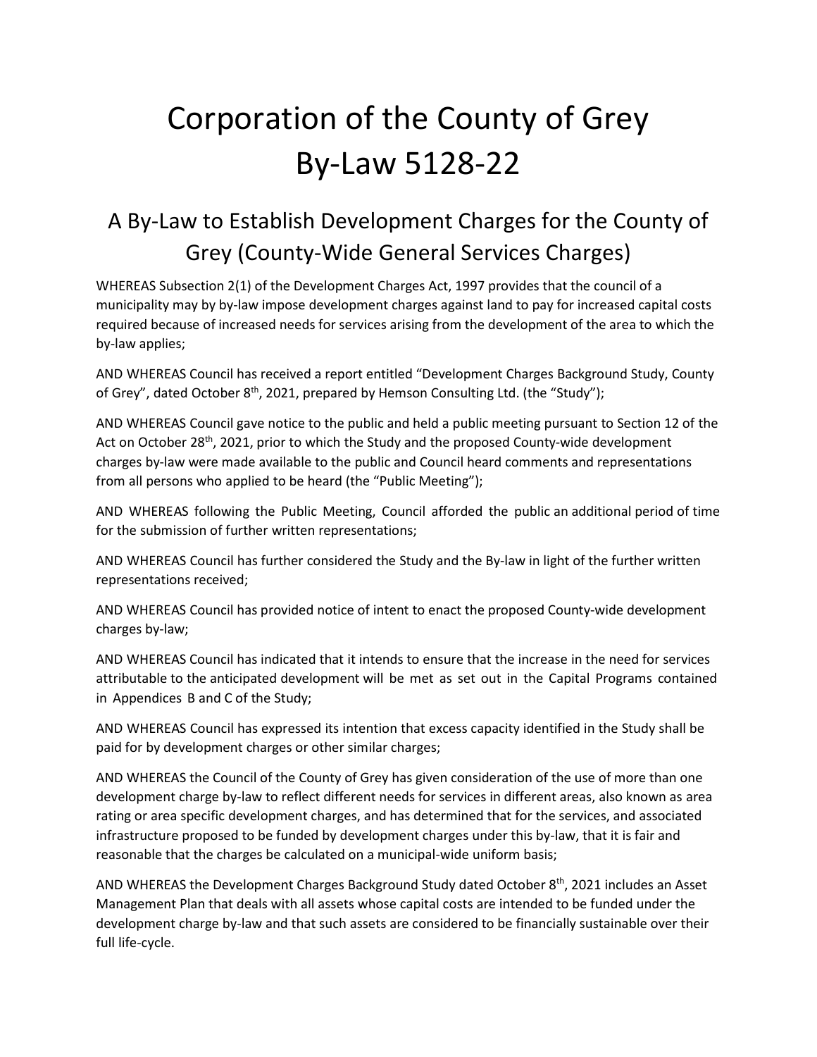# Corporation of the County of Grey
# By-Law 5128-22

## A By-Law to Establish Development Charges for the County of Grey (County-Wide General Services Charges)

WHEREAS Subsection 2(1) of the Development Charges Act, 1997 provides that the council of a municipality may by by-law impose development charges against land to pay for increased capital costs required because of increased needs for services arising from the development of the area to which the by-law applies;

AND WHEREAS Council has received a report entitled "Development Charges Background Study, County of Grey", dated October 8th, 2021, prepared by Hemson Consulting Ltd. (the "Study");

AND WHEREAS Council gave notice to the public and held a public meeting pursuant to Section 12 of the Act on October 28th, 2021, prior to which the Study and the proposed County-wide development charges by-law were made available to the public and Council heard comments and representations from all persons who applied to be heard (the "Public Meeting");

AND WHEREAS following the Public Meeting, Council afforded the public an additional period of time for the submission of further written representations;

AND WHEREAS Council has further considered the Study and the By-law in light of the further written representations received;

AND WHEREAS Council has provided notice of intent to enact the proposed County-wide development charges by-law;

AND WHEREAS Council has indicated that it intends to ensure that the increase in the need for services attributable to the anticipated development will be met as set out in the Capital Programs contained in Appendices B and C of the Study;

AND WHEREAS Council has expressed its intention that excess capacity identified in the Study shall be paid for by development charges or other similar charges;

AND WHEREAS the Council of the County of Grey has given consideration of the use of more than one development charge by-law to reflect different needs for services in different areas, also known as area rating or area specific development charges, and has determined that for the services, and associated infrastructure proposed to be funded by development charges under this by-law, that it is fair and reasonable that the charges be calculated on a municipal-wide uniform basis;

AND WHEREAS the Development Charges Background Study dated October 8th, 2021 includes an Asset Management Plan that deals with all assets whose capital costs are intended to be funded under the development charge by-law and that such assets are considered to be financially sustainable over their full life-cycle.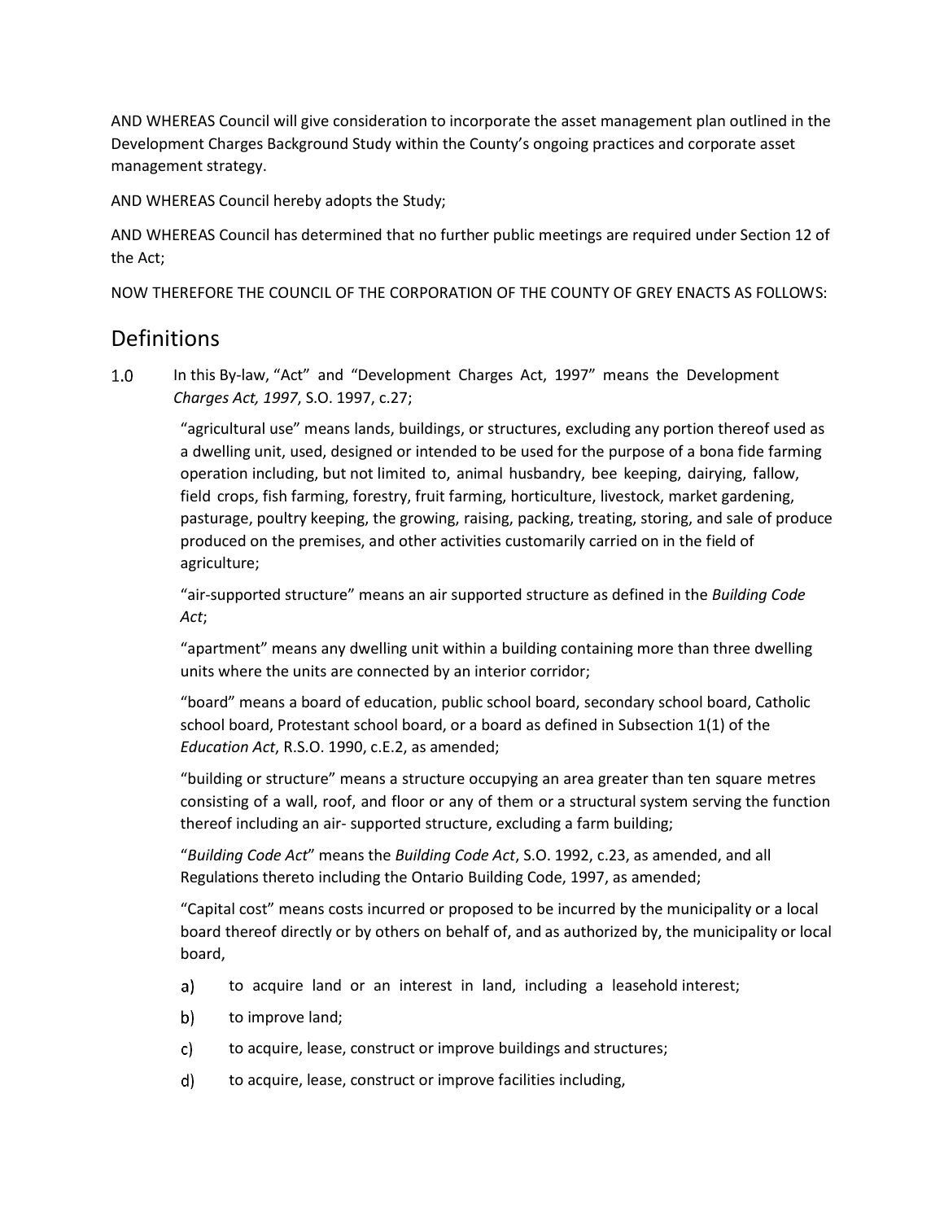AND WHEREAS Council will give consideration to incorporate the asset management plan outlined in the Development Charges Background Study within the County's ongoing practices and corporate asset management strategy.

AND WHEREAS Council hereby adopts the Study;

AND WHEREAS Council has determined that no further public meetings are required under Section 12 of the Act;

NOW THEREFORE THE COUNCIL OF THE CORPORATION OF THE COUNTY OF GREY ENACTS AS FOLLOWS:

## Definitions

1.0 In this By-law, "Act" and "Development Charges Act, 1997" means the Development *Charges Act, 1997*, S.O. 1997, c.27;

"agricultural use" means lands, buildings, or structures, excluding any portion thereof used as a dwelling unit, used, designed or intended to be used for the purpose of a bona fide farming operation including, but not limited to, animal husbandry, bee keeping, dairying, fallow, field crops, fish farming, forestry, fruit farming, horticulture, livestock, market gardening, pasturage, poultry keeping, the growing, raising, packing, treating, storing, and sale of produce produced on the premises, and other activities customarily carried on in the field of agriculture;

"air-supported structure" means an air supported structure as defined in the *Building Code Act*;

"apartment" means any dwelling unit within a building containing more than three dwelling units where the units are connected by an interior corridor;

"board" means a board of education, public school board, secondary school board, Catholic school board, Protestant school board, or a board as defined in Subsection 1(1) of the *Education Act*, R.S.O. 1990, c.E.2, as amended;

"building or structure" means a structure occupying an area greater than ten square metres consisting of a wall, roof, and floor or any of them or a structural system serving the function thereof including an air- supported structure, excluding a farm building;

"*Building Code Act*" means the *Building Code Act*, S.O. 1992, c.23, as amended, and all Regulations thereto including the Ontario Building Code, 1997, as amended;

"Capital cost" means costs incurred or proposed to be incurred by the municipality or a local board thereof directly or by others on behalf of, and as authorized by, the municipality or local board,

a) to acquire land or an interest in land, including a leasehold interest;

b) to improve land;

c) to acquire, lease, construct or improve buildings and structures;

d) to acquire, lease, construct or improve facilities including,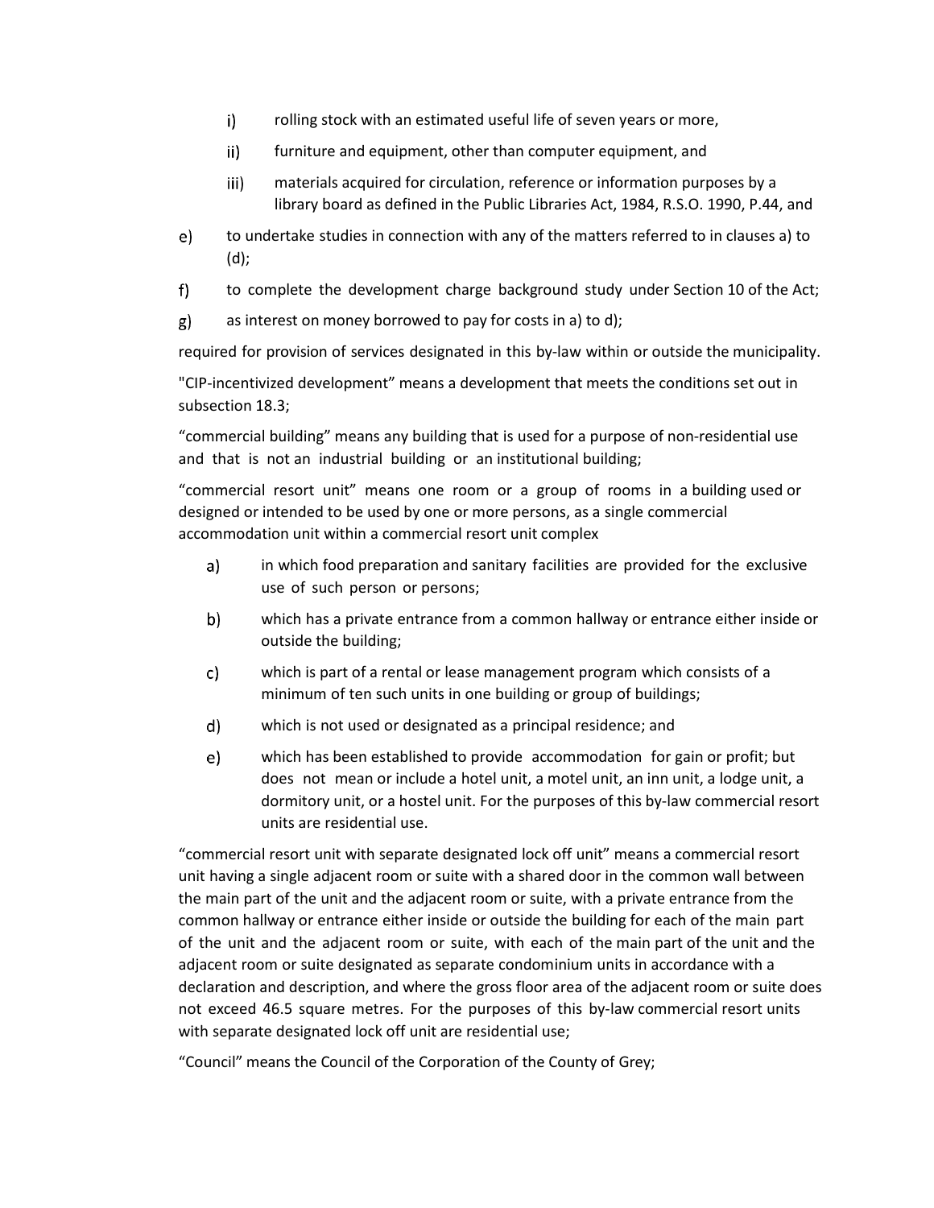i) rolling stock with an estimated useful life of seven years or more,

   ii) furniture and equipment, other than computer equipment, and

   iii) materials acquired for circulation, reference or information purposes by a library board as defined in the Public Libraries Act, 1984, R.S.O. 1990, P.44, and

e) to undertake studies in connection with any of the matters referred to in clauses a) to (d);

f) to complete the development charge background study under Section 10 of the Act;

g) as interest on money borrowed to pay for costs in a) to d);

required for provision of services designated in this by-law within or outside the municipality.

"CIP-incentivized development" means a development that meets the conditions set out in subsection 18.3;

"commercial building" means any building that is used for a purpose of non-residential use and that is not an industrial building or an institutional building;

"commercial resort unit" means one room or a group of rooms in a building used or designed or intended to be used by one or more persons, as a single commercial accommodation unit within a commercial resort unit complex

   a) in which food preparation and sanitary facilities are provided for the exclusive use of such person or persons;

   b) which has a private entrance from a common hallway or entrance either inside or outside the building;

   c) which is part of a rental or lease management program which consists of a minimum of ten such units in one building or group of buildings;

   d) which is not used or designated as a principal residence; and

   e) which has been established to provide accommodation for gain or profit; but does not mean or include a hotel unit, a motel unit, an inn unit, a lodge unit, a dormitory unit, or a hostel unit. For the purposes of this by-law commercial resort units are residential use.

"commercial resort unit with separate designated lock off unit" means a commercial resort unit having a single adjacent room or suite with a shared door in the common wall between the main part of the unit and the adjacent room or suite, with a private entrance from the common hallway or entrance either inside or outside the building for each of the main part of the unit and the adjacent room or suite, with each of the main part of the unit and the adjacent room or suite designated as separate condominium units in accordance with a declaration and description, and where the gross floor area of the adjacent room or suite does not exceed 46.5 square metres. For the purposes of this by-law commercial resort units with separate designated lock off unit are residential use;

"Council" means the Council of the Corporation of the County of Grey;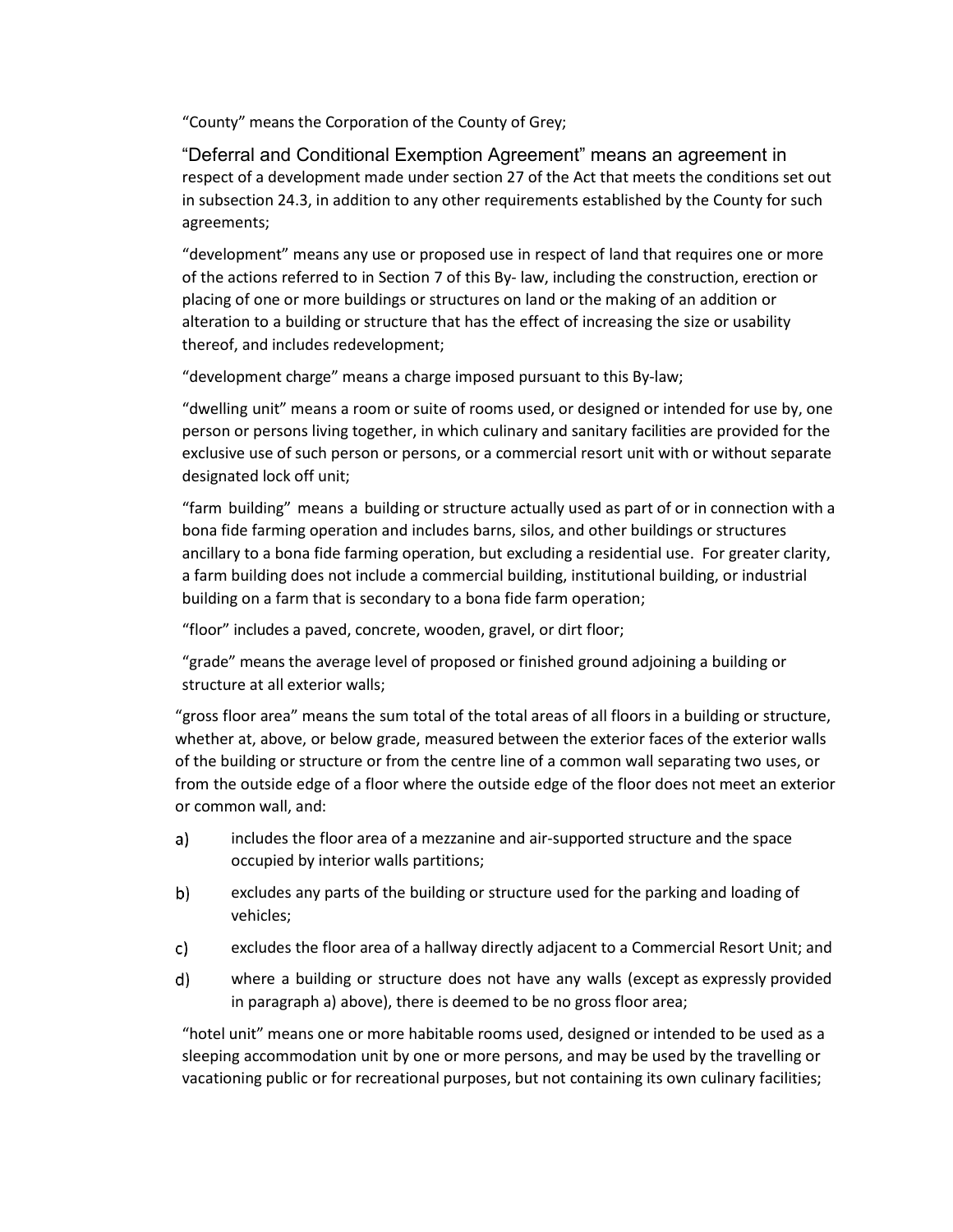"County" means the Corporation of the County of Grey;

"Deferral and Conditional Exemption Agreement" means an agreement in respect of a development made under section 27 of the Act that meets the conditions set out in subsection 24.3, in addition to any other requirements established by the County for such agreements;

"development" means any use or proposed use in respect of land that requires one or more of the actions referred to in Section 7 of this By- law, including the construction, erection or placing of one or more buildings or structures on land or the making of an addition or alteration to a building or structure that has the effect of increasing the size or usability thereof, and includes redevelopment;

"development charge" means a charge imposed pursuant to this By-law;

"dwelling unit" means a room or suite of rooms used, or designed or intended for use by, one person or persons living together, in which culinary and sanitary facilities are provided for the exclusive use of such person or persons, or a commercial resort unit with or without separate designated lock off unit;

"farm building" means a building or structure actually used as part of or in connection with a bona fide farming operation and includes barns, silos, and other buildings or structures ancillary to a bona fide farming operation, but excluding a residential use. For greater clarity, a farm building does not include a commercial building, institutional building, or industrial building on a farm that is secondary to a bona fide farm operation;

"floor" includes a paved, concrete, wooden, gravel, or dirt floor;

"grade" means the average level of proposed or finished ground adjoining a building or structure at all exterior walls;

"gross floor area" means the sum total of the total areas of all floors in a building or structure, whether at, above, or below grade, measured between the exterior faces of the exterior walls of the building or structure or from the centre line of a common wall separating two uses, or from the outside edge of a floor where the outside edge of the floor does not meet an exterior or common wall, and:

a) includes the floor area of a mezzanine and air-supported structure and the space occupied by interior walls partitions;

b) excludes any parts of the building or structure used for the parking and loading of vehicles;

c) excludes the floor area of a hallway directly adjacent to a Commercial Resort Unit; and

d) where a building or structure does not have any walls (except as expressly provided in paragraph a) above), there is deemed to be no gross floor area;

"hotel unit" means one or more habitable rooms used, designed or intended to be used as a sleeping accommodation unit by one or more persons, and may be used by the travelling or vacationing public or for recreational purposes, but not containing its own culinary facilities;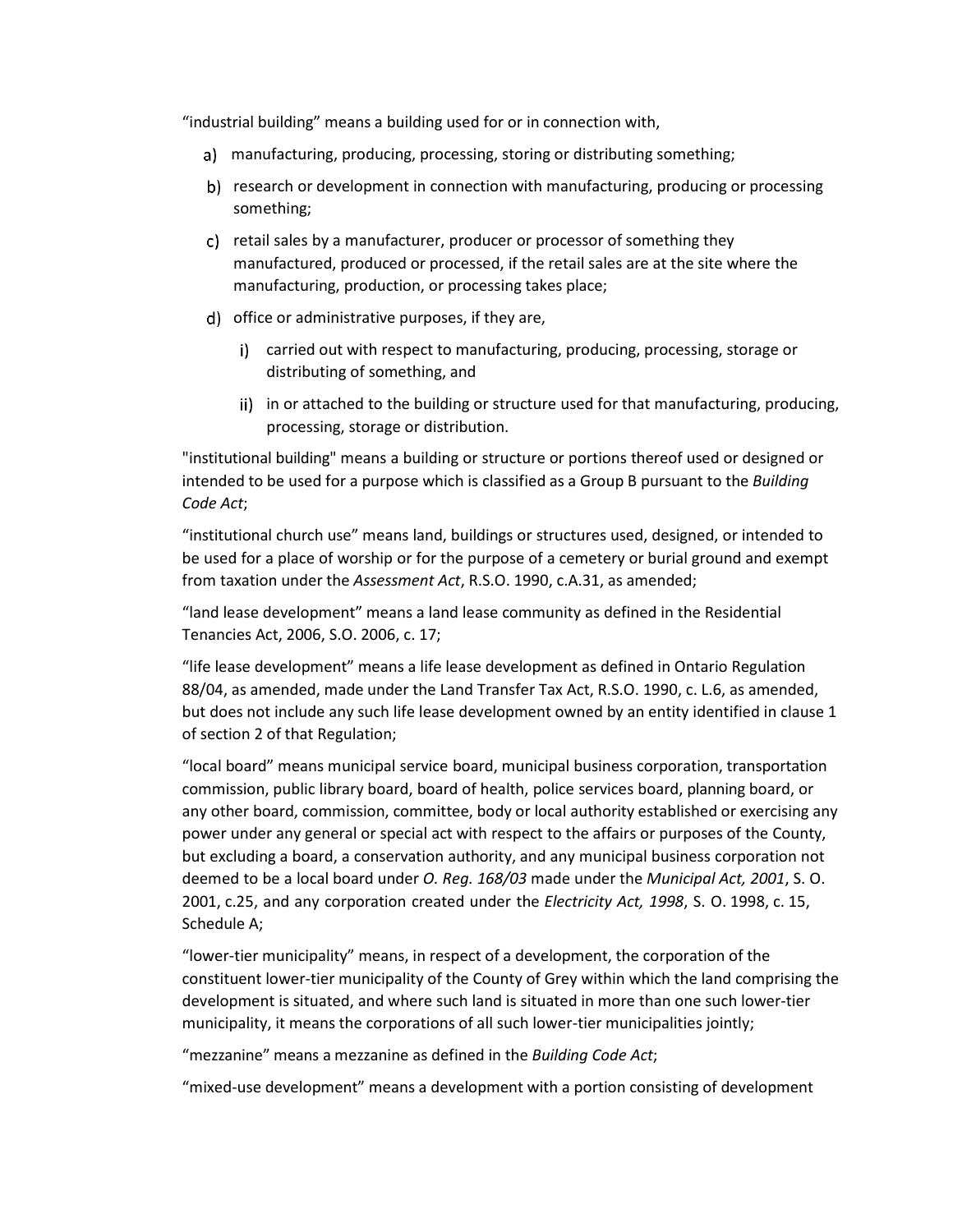“industrial building” means a building used for or in connection with,

a) manufacturing, producing, processing, storing or distributing something;

b) research or development in connection with manufacturing, producing or processing something;

c) retail sales by a manufacturer, producer or processor of something they manufactured, produced or processed, if the retail sales are at the site where the manufacturing, production, or processing takes place;

d) office or administrative purposes, if they are,

   i) carried out with respect to manufacturing, producing, processing, storage or distributing of something, and

   ii) in or attached to the building or structure used for that manufacturing, producing, processing, storage or distribution.

"institutional building" means a building or structure or portions thereof used or designed or intended to be used for a purpose which is classified as a Group B pursuant to the *Building Code Act*;

“institutional church use” means land, buildings or structures used, designed, or intended to be used for a place of worship or for the purpose of a cemetery or burial ground and exempt from taxation under the *Assessment Act*, R.S.O. 1990, c.A.31, as amended;

“land lease development” means a land lease community as defined in the Residential Tenancies Act, 2006, S.O. 2006, c. 17;

“life lease development” means a life lease development as defined in Ontario Regulation 88/04, as amended, made under the Land Transfer Tax Act, R.S.O. 1990, c. L.6, as amended, but does not include any such life lease development owned by an entity identified in clause 1 of section 2 of that Regulation;

“local board” means municipal service board, municipal business corporation, transportation commission, public library board, board of health, police services board, planning board, or any other board, commission, committee, body or local authority established or exercising any power under any general or special act with respect to the affairs or purposes of the County, but excluding a board, a conservation authority, and any municipal business corporation not deemed to be a local board under *O. Reg. 168/03* made under the *Municipal Act, 2001*, S. O. 2001, c.25, and any corporation created under the *Electricity Act, 1998*, S. O. 1998, c. 15, Schedule A;

“lower-tier municipality” means, in respect of a development, the corporation of the constituent lower-tier municipality of the County of Grey within which the land comprising the development is situated, and where such land is situated in more than one such lower-tier municipality, it means the corporations of all such lower-tier municipalities jointly;

“mezzanine” means a mezzanine as defined in the *Building Code Act*;

“mixed-use development” means a development with a portion consisting of development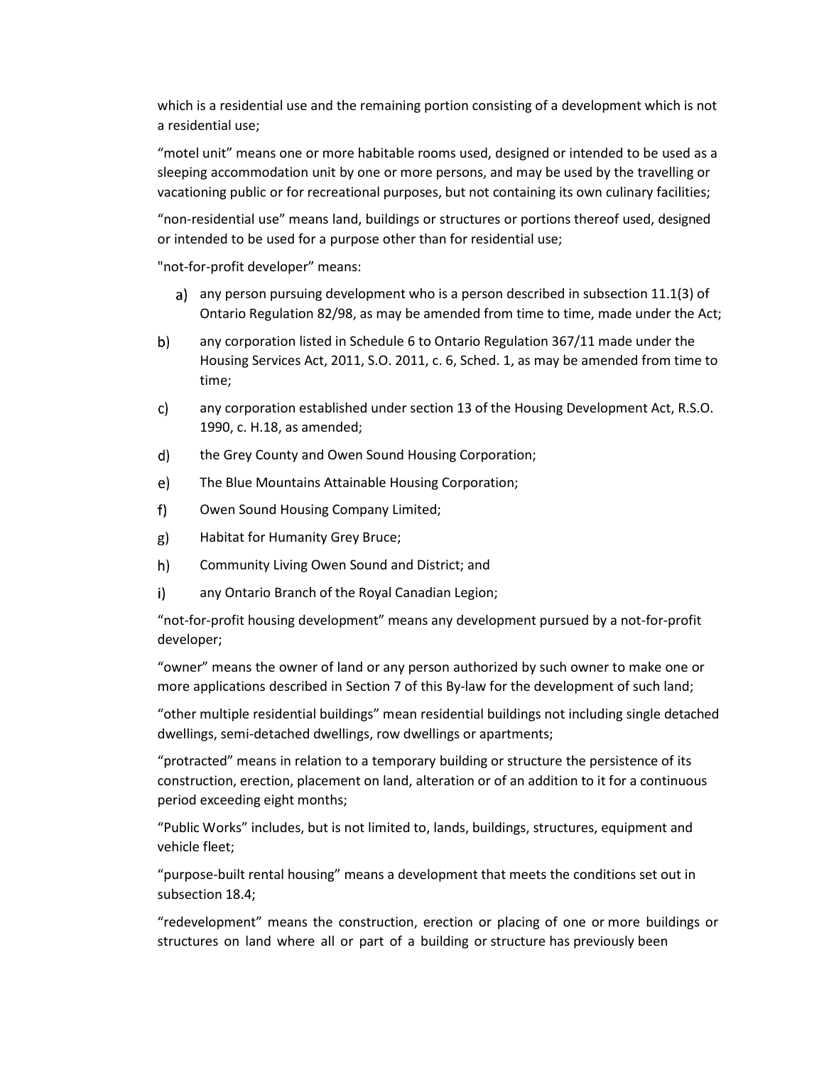which is a residential use and the remaining portion consisting of a development which is not a residential use;

"motel unit" means one or more habitable rooms used, designed or intended to be used as a sleeping accommodation unit by one or more persons, and may be used by the travelling or vacationing public or for recreational purposes, but not containing its own culinary facilities;

"non-residential use" means land, buildings or structures or portions thereof used, designed or intended to be used for a purpose other than for residential use;

"not-for-profit developer" means:

a) any person pursuing development who is a person described in subsection 11.1(3) of Ontario Regulation 82/98, as may be amended from time to time, made under the Act;

b) any corporation listed in Schedule 6 to Ontario Regulation 367/11 made under the Housing Services Act, 2011, S.O. 2011, c. 6, Sched. 1, as may be amended from time to time;

c) any corporation established under section 13 of the Housing Development Act, R.S.O. 1990, c. H.18, as amended;

d) the Grey County and Owen Sound Housing Corporation;

e) The Blue Mountains Attainable Housing Corporation;

f) Owen Sound Housing Company Limited;

g) Habitat for Humanity Grey Bruce;

h) Community Living Owen Sound and District; and

i) any Ontario Branch of the Royal Canadian Legion;

"not-for-profit housing development" means any development pursued by a not-for-profit developer;

"owner" means the owner of land or any person authorized by such owner to make one or more applications described in Section 7 of this By-law for the development of such land;

"other multiple residential buildings" mean residential buildings not including single detached dwellings, semi-detached dwellings, row dwellings or apartments;

"protracted" means in relation to a temporary building or structure the persistence of its construction, erection, placement on land, alteration or of an addition to it for a continuous period exceeding eight months;

"Public Works" includes, but is not limited to, lands, buildings, structures, equipment and vehicle fleet;

"purpose-built rental housing" means a development that meets the conditions set out in subsection 18.4;

"redevelopment" means the construction, erection or placing of one or more buildings or structures on land where all or part of a building or structure has previously been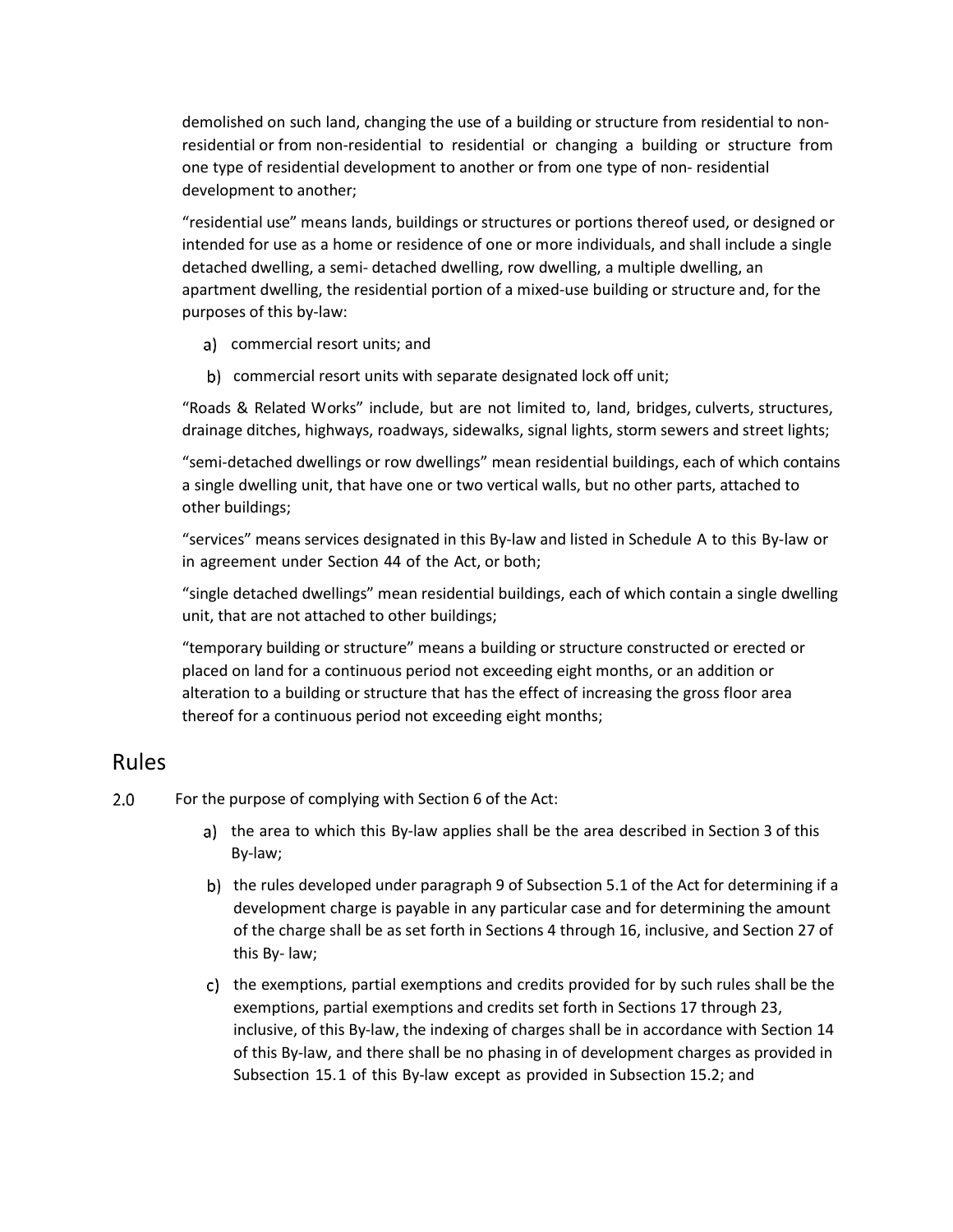demolished on such land, changing the use of a building or structure from residential to non-residential or from non-residential to residential or changing a building or structure from one type of residential development to another or from one type of non- residential development to another;

“residential use” means lands, buildings or structures or portions thereof used, or designed or intended for use as a home or residence of one or more individuals, and shall include a single detached dwelling, a semi- detached dwelling, row dwelling, a multiple dwelling, an apartment dwelling, the residential portion of a mixed-use building or structure and, for the purposes of this by-law:

a) commercial resort units; and

b) commercial resort units with separate designated lock off unit;

“Roads & Related Works” include, but are not limited to, land, bridges, culverts, structures, drainage ditches, highways, roadways, sidewalks, signal lights, storm sewers and street lights;

“semi-detached dwellings or row dwellings” mean residential buildings, each of which contains a single dwelling unit, that have one or two vertical walls, but no other parts, attached to other buildings;

“services” means services designated in this By-law and listed in Schedule A to this By-law or in agreement under Section 44 of the Act, or both;

“single detached dwellings” mean residential buildings, each of which contain a single dwelling unit, that are not attached to other buildings;

“temporary building or structure” means a building or structure constructed or erected or placed on land for a continuous period not exceeding eight months, or an addition or alteration to a building or structure that has the effect of increasing the gross floor area thereof for a continuous period not exceeding eight months;

## Rules

2.0 For the purpose of complying with Section 6 of the Act:

a) the area to which this By-law applies shall be the area described in Section 3 of this By-law;

b) the rules developed under paragraph 9 of Subsection 5.1 of the Act for determining if a development charge is payable in any particular case and for determining the amount of the charge shall be as set forth in Sections 4 through 16, inclusive, and Section 27 of this By- law;

c) the exemptions, partial exemptions and credits provided for by such rules shall be the exemptions, partial exemptions and credits set forth in Sections 17 through 23, inclusive, of this By-law, the indexing of charges shall be in accordance with Section 14 of this By-law, and there shall be no phasing in of development charges as provided in Subsection 15.1 of this By-law except as provided in Subsection 15.2; and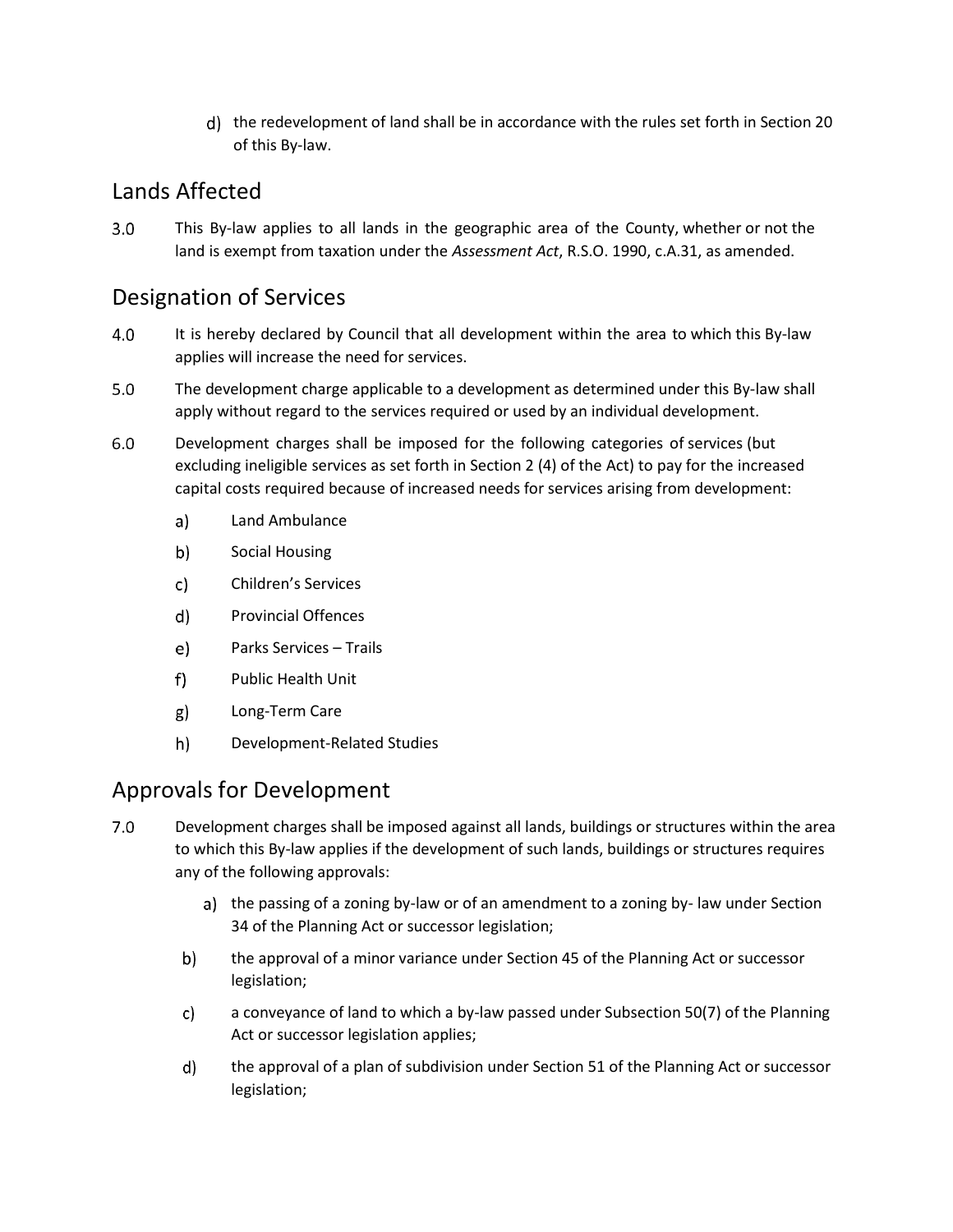d) the redevelopment of land shall be in accordance with the rules set forth in Section 20 of this By-law.

## Lands Affected

3.0 This By-law applies to all lands in the geographic area of the County, whether or not the land is exempt from taxation under the *Assessment Act*, R.S.O. 1990, c.A.31, as amended.

## Designation of Services

4.0 It is hereby declared by Council that all development within the area to which this By-law applies will increase the need for services.

5.0 The development charge applicable to a development as determined under this By-law shall apply without regard to the services required or used by an individual development.

6.0 Development charges shall be imposed for the following categories of services (but excluding ineligible services as set forth in Section 2 (4) of the Act) to pay for the increased capital costs required because of increased needs for services arising from development:

- a) Land Ambulance
- b) Social Housing
- c) Children's Services
- d) Provincial Offences
- e) Parks Services – Trails
- f) Public Health Unit
- g) Long-Term Care
- h) Development-Related Studies

## Approvals for Development

7.0 Development charges shall be imposed against all lands, buildings or structures within the area to which this By-law applies if the development of such lands, buildings or structures requires any of the following approvals:

- a) the passing of a zoning by-law or of an amendment to a zoning by- law under Section 34 of the Planning Act or successor legislation;
- b) the approval of a minor variance under Section 45 of the Planning Act or successor legislation;
- c) a conveyance of land to which a by-law passed under Subsection 50(7) of the Planning Act or successor legislation applies;
- d) the approval of a plan of subdivision under Section 51 of the Planning Act or successor legislation;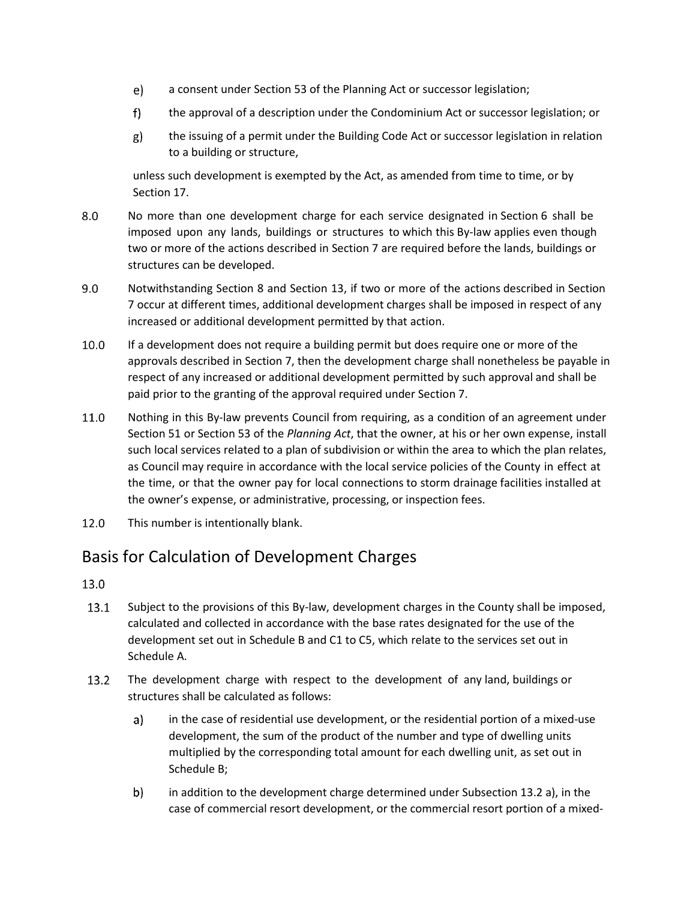e) a consent under Section 53 of the Planning Act or successor legislation;

f) the approval of a description under the Condominium Act or successor legislation; or

g) the issuing of a permit under the Building Code Act or successor legislation in relation to a building or structure,

unless such development is exempted by the Act, as amended from time to time, or by Section 17.

8.0 No more than one development charge for each service designated in Section 6 shall be imposed upon any lands, buildings or structures to which this By-law applies even though two or more of the actions described in Section 7 are required before the lands, buildings or structures can be developed.

9.0 Notwithstanding Section 8 and Section 13, if two or more of the actions described in Section 7 occur at different times, additional development charges shall be imposed in respect of any increased or additional development permitted by that action.

10.0 If a development does not require a building permit but does require one or more of the approvals described in Section 7, then the development charge shall nonetheless be payable in respect of any increased or additional development permitted by such approval and shall be paid prior to the granting of the approval required under Section 7.

11.0 Nothing in this By-law prevents Council from requiring, as a condition of an agreement under Section 51 or Section 53 of the *Planning Act*, that the owner, at his or her own expense, install such local services related to a plan of subdivision or within the area to which the plan relates, as Council may require in accordance with the local service policies of the County in effect at the time, or that the owner pay for local connections to storm drainage facilities installed at the owner's expense, or administrative, processing, or inspection fees.

12.0 This number is intentionally blank.

## Basis for Calculation of Development Charges

13.0

13.1 Subject to the provisions of this By-law, development charges in the County shall be imposed, calculated and collected in accordance with the base rates designated for the use of the development set out in Schedule B and C1 to C5, which relate to the services set out in Schedule A.

13.2 The development charge with respect to the development of any land, buildings or structures shall be calculated as follows:

a) in the case of residential use development, or the residential portion of a mixed-use development, the sum of the product of the number and type of dwelling units multiplied by the corresponding total amount for each dwelling unit, as set out in Schedule B;

b) in addition to the development charge determined under Subsection 13.2 a), in the case of commercial resort development, or the commercial resort portion of a mixed-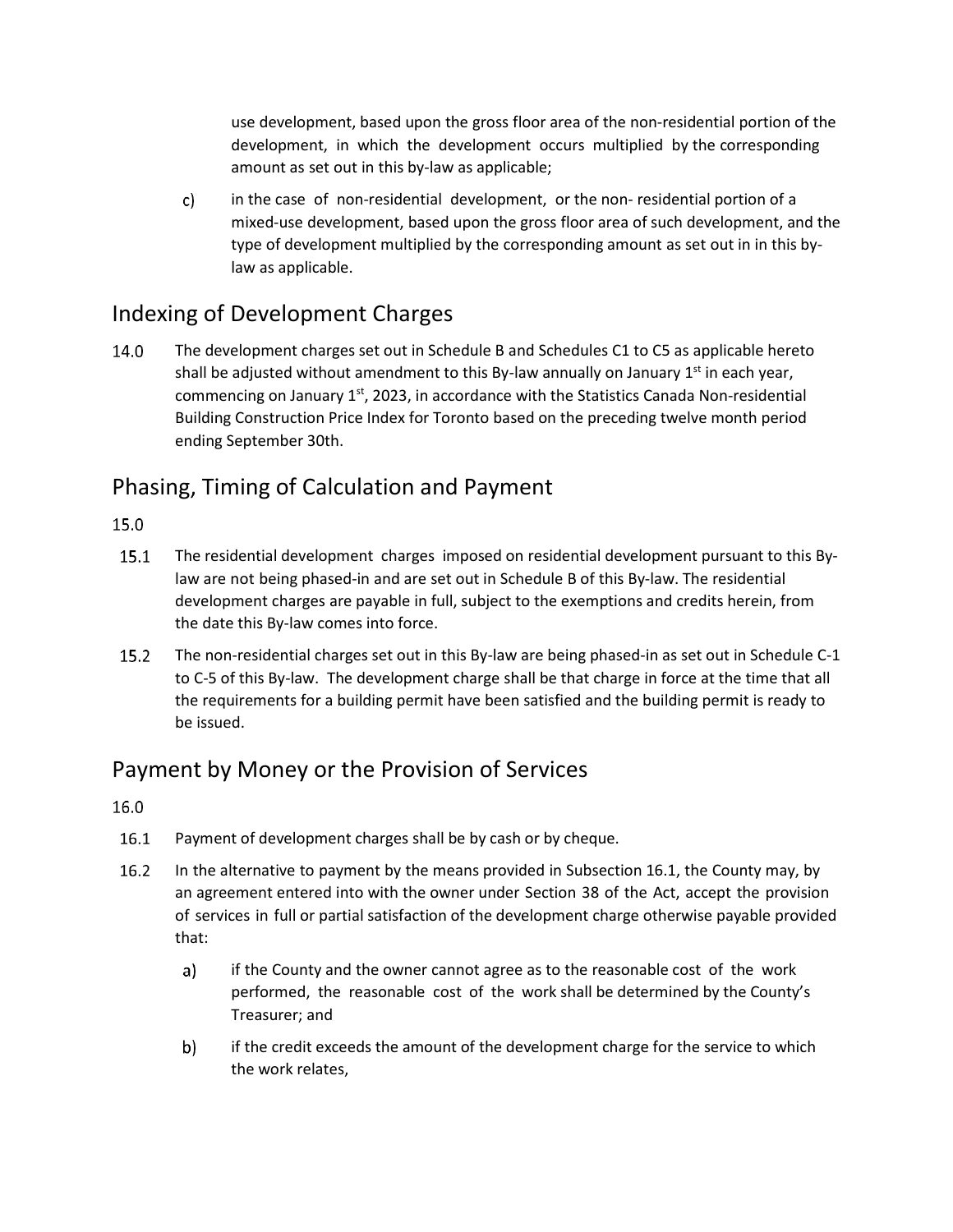use development, based upon the gross floor area of the non-residential portion of the development, in which the development occurs multiplied by the corresponding amount as set out in this by-law as applicable;

c) in the case of non-residential development, or the non- residential portion of a mixed-use development, based upon the gross floor area of such development, and the type of development multiplied by the corresponding amount as set out in in this by-law as applicable.

## Indexing of Development Charges

14.0 The development charges set out in Schedule B and Schedules C1 to C5 as applicable hereto shall be adjusted without amendment to this By-law annually on January 1st in each year, commencing on January 1st, 2023, in accordance with the Statistics Canada Non-residential Building Construction Price Index for Toronto based on the preceding twelve month period ending September 30th.

## Phasing, Timing of Calculation and Payment

15.0

15.1 The residential development charges imposed on residential development pursuant to this By-law are not being phased-in and are set out in Schedule B of this By-law. The residential development charges are payable in full, subject to the exemptions and credits herein, from the date this By-law comes into force.

15.2 The non-residential charges set out in this By-law are being phased-in as set out in Schedule C-1 to C-5 of this By-law. The development charge shall be that charge in force at the time that all the requirements for a building permit have been satisfied and the building permit is ready to be issued.

## Payment by Money or the Provision of Services

16.0

16.1 Payment of development charges shall be by cash or by cheque.

16.2 In the alternative to payment by the means provided in Subsection 16.1, the County may, by an agreement entered into with the owner under Section 38 of the Act, accept the provision of services in full or partial satisfaction of the development charge otherwise payable provided that:

a) if the County and the owner cannot agree as to the reasonable cost of the work performed, the reasonable cost of the work shall be determined by the County's Treasurer; and

b) if the credit exceeds the amount of the development charge for the service to which the work relates,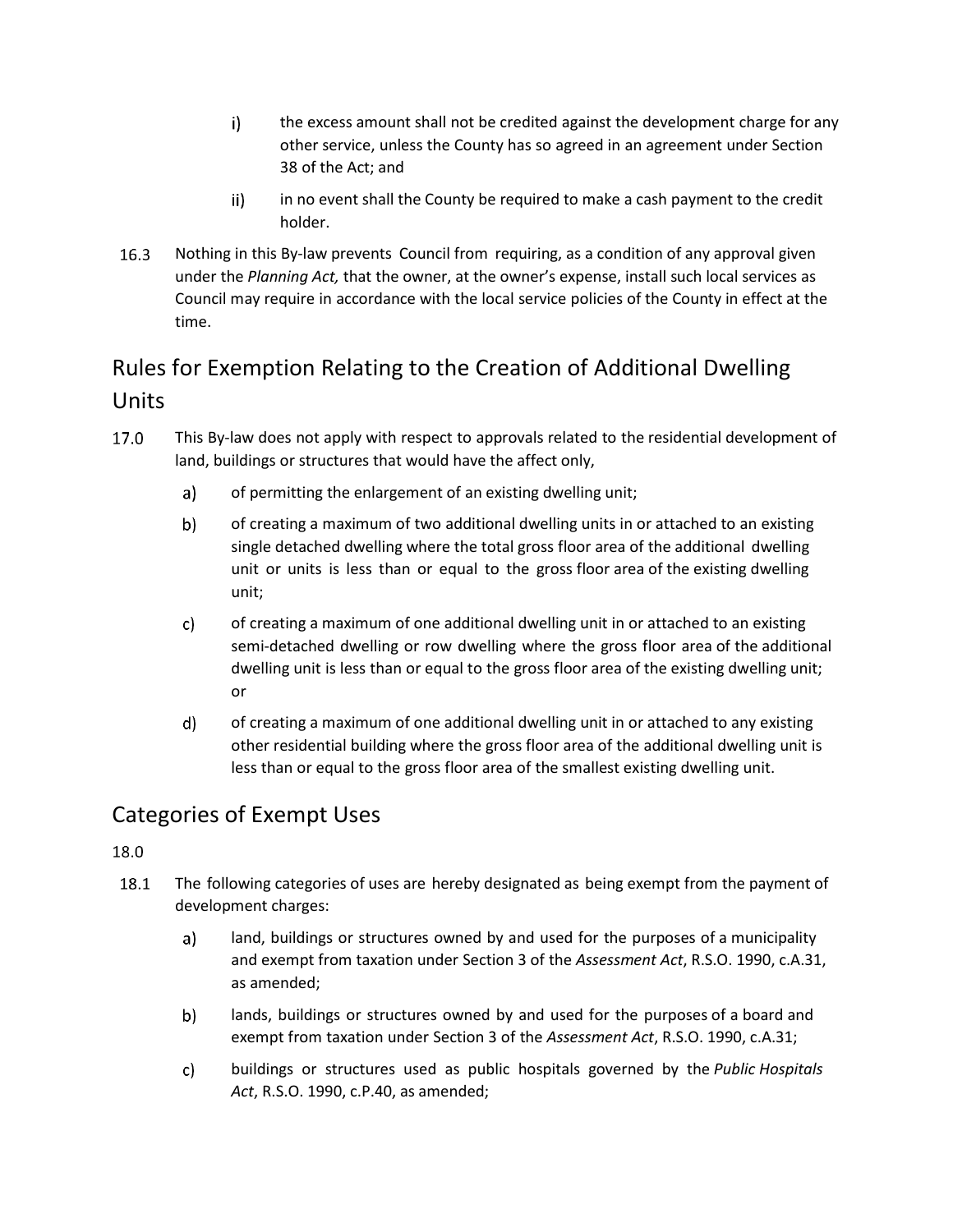i) the excess amount shall not be credited against the development charge for any other service, unless the County has so agreed in an agreement under Section 38 of the Act; and

ii) in no event shall the County be required to make a cash payment to the credit holder.

16.3 Nothing in this By-law prevents Council from requiring, as a condition of any approval given under the *Planning Act,* that the owner, at the owner's expense, install such local services as Council may require in accordance with the local service policies of the County in effect at the time.

## Rules for Exemption Relating to the Creation of Additional Dwelling Units

17.0 This By-law does not apply with respect to approvals related to the residential development of land, buildings or structures that would have the affect only,

a) of permitting the enlargement of an existing dwelling unit;

b) of creating a maximum of two additional dwelling units in or attached to an existing single detached dwelling where the total gross floor area of the additional dwelling unit or units is less than or equal to the gross floor area of the existing dwelling unit;

c) of creating a maximum of one additional dwelling unit in or attached to an existing semi-detached dwelling or row dwelling where the gross floor area of the additional dwelling unit is less than or equal to the gross floor area of the existing dwelling unit; or

d) of creating a maximum of one additional dwelling unit in or attached to any existing other residential building where the gross floor area of the additional dwelling unit is less than or equal to the gross floor area of the smallest existing dwelling unit.

## Categories of Exempt Uses

18.0

18.1 The following categories of uses are hereby designated as being exempt from the payment of development charges:

a) land, buildings or structures owned by and used for the purposes of a municipality and exempt from taxation under Section 3 of the *Assessment Act*, R.S.O. 1990, c.A.31, as amended;

b) lands, buildings or structures owned by and used for the purposes of a board and exempt from taxation under Section 3 of the *Assessment Act*, R.S.O. 1990, c.A.31;

c) buildings or structures used as public hospitals governed by the *Public Hospitals Act*, R.S.O. 1990, c.P.40, as amended;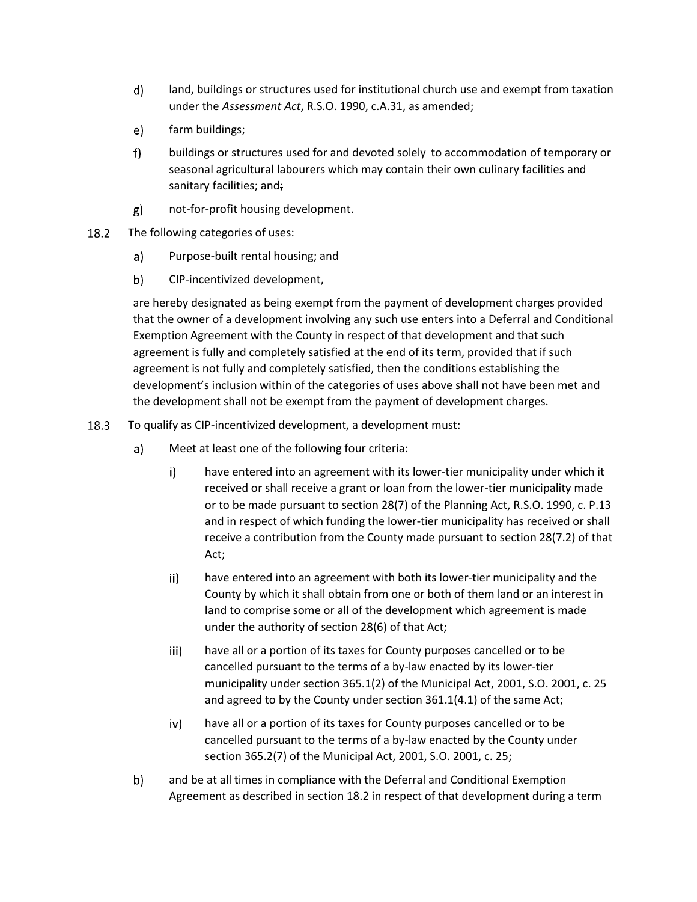d) land, buildings or structures used for institutional church use and exempt from taxation under the *Assessment Act*, R.S.O. 1990, c.A.31, as amended;

e) farm buildings;

f) buildings or structures used for and devoted solely to accommodation of temporary or seasonal agricultural labourers which may contain their own culinary facilities and sanitary facilities; and;

g) not-for-profit housing development.

18.2 The following categories of uses:

a) Purpose-built rental housing; and

b) CIP-incentivized development,

are hereby designated as being exempt from the payment of development charges provided that the owner of a development involving any such use enters into a Deferral and Conditional Exemption Agreement with the County in respect of that development and that such agreement is fully and completely satisfied at the end of its term, provided that if such agreement is not fully and completely satisfied, then the conditions establishing the development's inclusion within of the categories of uses above shall not have been met and the development shall not be exempt from the payment of development charges.

18.3 To qualify as CIP-incentivized development, a development must:

a) Meet at least one of the following four criteria:

i) have entered into an agreement with its lower-tier municipality under which it received or shall receive a grant or loan from the lower-tier municipality made or to be made pursuant to section 28(7) of the Planning Act, R.S.O. 1990, c. P.13 and in respect of which funding the lower-tier municipality has received or shall receive a contribution from the County made pursuant to section 28(7.2) of that Act;

ii) have entered into an agreement with both its lower-tier municipality and the County by which it shall obtain from one or both of them land or an interest in land to comprise some or all of the development which agreement is made under the authority of section 28(6) of that Act;

iii) have all or a portion of its taxes for County purposes cancelled or to be cancelled pursuant to the terms of a by-law enacted by its lower-tier municipality under section 365.1(2) of the Municipal Act, 2001, S.O. 2001, c. 25 and agreed to by the County under section 361.1(4.1) of the same Act;

iv) have all or a portion of its taxes for County purposes cancelled or to be cancelled pursuant to the terms of a by-law enacted by the County under section 365.2(7) of the Municipal Act, 2001, S.O. 2001, c. 25;

b) and be at all times in compliance with the Deferral and Conditional Exemption Agreement as described in section 18.2 in respect of that development during a term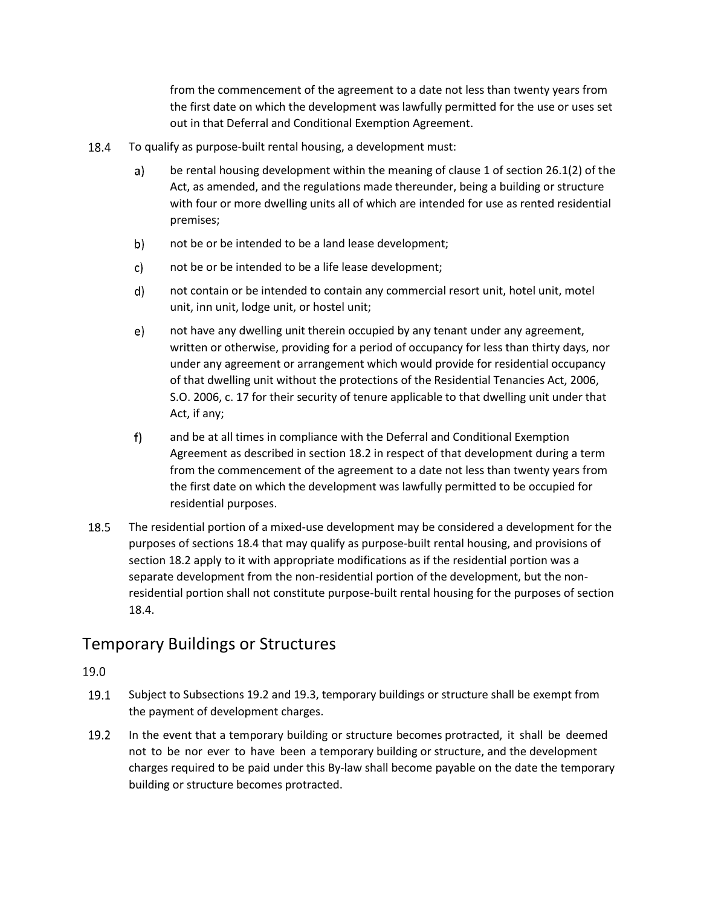from the commencement of the agreement to a date not less than twenty years from the first date on which the development was lawfully permitted for the use or uses set out in that Deferral and Conditional Exemption Agreement.

18.4 To qualify as purpose-built rental housing, a development must:

a) be rental housing development within the meaning of clause 1 of section 26.1(2) of the Act, as amended, and the regulations made thereunder, being a building or structure with four or more dwelling units all of which are intended for use as rented residential premises;

b) not be or be intended to be a land lease development;

c) not be or be intended to be a life lease development;

d) not contain or be intended to contain any commercial resort unit, hotel unit, motel unit, inn unit, lodge unit, or hostel unit;

e) not have any dwelling unit therein occupied by any tenant under any agreement, written or otherwise, providing for a period of occupancy for less than thirty days, nor under any agreement or arrangement which would provide for residential occupancy of that dwelling unit without the protections of the Residential Tenancies Act, 2006, S.O. 2006, c. 17 for their security of tenure applicable to that dwelling unit under that Act, if any;

f) and be at all times in compliance with the Deferral and Conditional Exemption Agreement as described in section 18.2 in respect of that development during a term from the commencement of the agreement to a date not less than twenty years from the first date on which the development was lawfully permitted to be occupied for residential purposes.

18.5 The residential portion of a mixed-use development may be considered a development for the purposes of sections 18.4 that may qualify as purpose-built rental housing, and provisions of section 18.2 apply to it with appropriate modifications as if the residential portion was a separate development from the non-residential portion of the development, but the non-residential portion shall not constitute purpose-built rental housing for the purposes of section 18.4.

## Temporary Buildings or Structures

19.0

19.1 Subject to Subsections 19.2 and 19.3, temporary buildings or structure shall be exempt from the payment of development charges.

19.2 In the event that a temporary building or structure becomes protracted, it shall be deemed not to be nor ever to have been a temporary building or structure, and the development charges required to be paid under this By-law shall become payable on the date the temporary building or structure becomes protracted.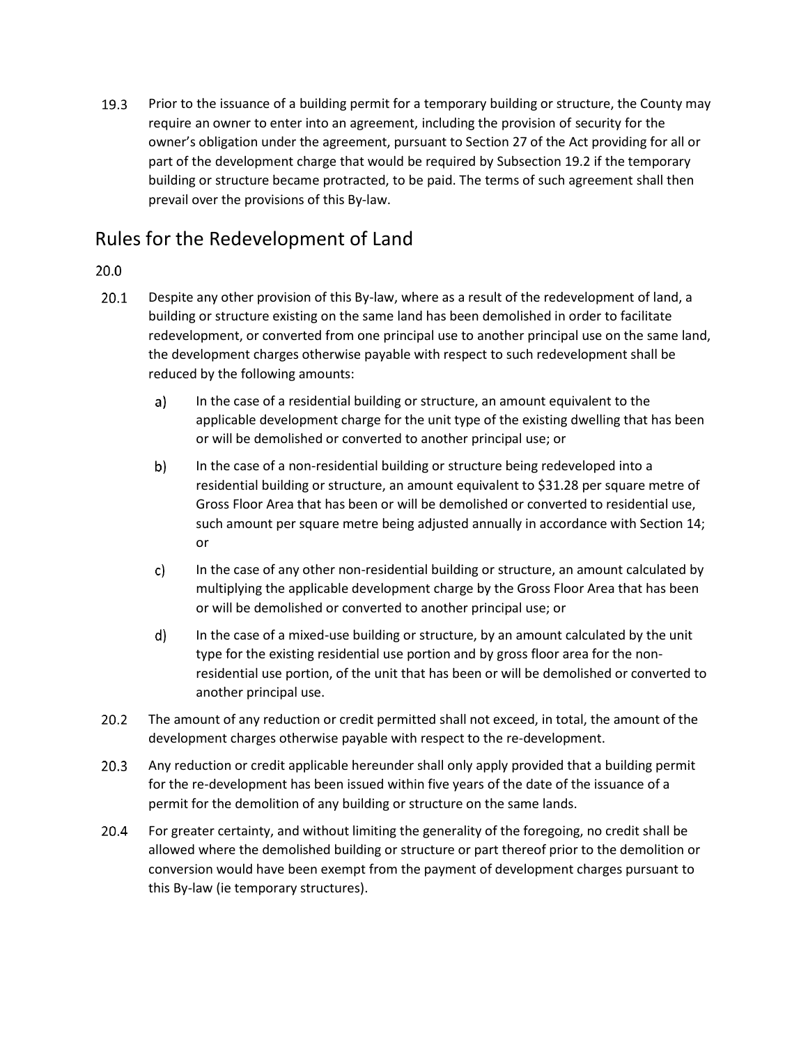19.3 Prior to the issuance of a building permit for a temporary building or structure, the County may require an owner to enter into an agreement, including the provision of security for the owner's obligation under the agreement, pursuant to Section 27 of the Act providing for all or part of the development charge that would be required by Subsection 19.2 if the temporary building or structure became protracted, to be paid. The terms of such agreement shall then prevail over the provisions of this By-law.

## Rules for the Redevelopment of Land

20.0

20.1 Despite any other provision of this By-law, where as a result of the redevelopment of land, a building or structure existing on the same land has been demolished in order to facilitate redevelopment, or converted from one principal use to another principal use on the same land, the development charges otherwise payable with respect to such redevelopment shall be reduced by the following amounts:

a) In the case of a residential building or structure, an amount equivalent to the applicable development charge for the unit type of the existing dwelling that has been or will be demolished or converted to another principal use; or

b) In the case of a non-residential building or structure being redeveloped into a residential building or structure, an amount equivalent to $31.28 per square metre of Gross Floor Area that has been or will be demolished or converted to residential use, such amount per square metre being adjusted annually in accordance with Section 14; or

c) In the case of any other non-residential building or structure, an amount calculated by multiplying the applicable development charge by the Gross Floor Area that has been or will be demolished or converted to another principal use; or

d) In the case of a mixed-use building or structure, by an amount calculated by the unit type for the existing residential use portion and by gross floor area for the non-residential use portion, of the unit that has been or will be demolished or converted to another principal use.

20.2 The amount of any reduction or credit permitted shall not exceed, in total, the amount of the development charges otherwise payable with respect to the re-development.

20.3 Any reduction or credit applicable hereunder shall only apply provided that a building permit for the re-development has been issued within five years of the date of the issuance of a permit for the demolition of any building or structure on the same lands.

20.4 For greater certainty, and without limiting the generality of the foregoing, no credit shall be allowed where the demolished building or structure or part thereof prior to the demolition or conversion would have been exempt from the payment of development charges pursuant to this By-law (ie temporary structures).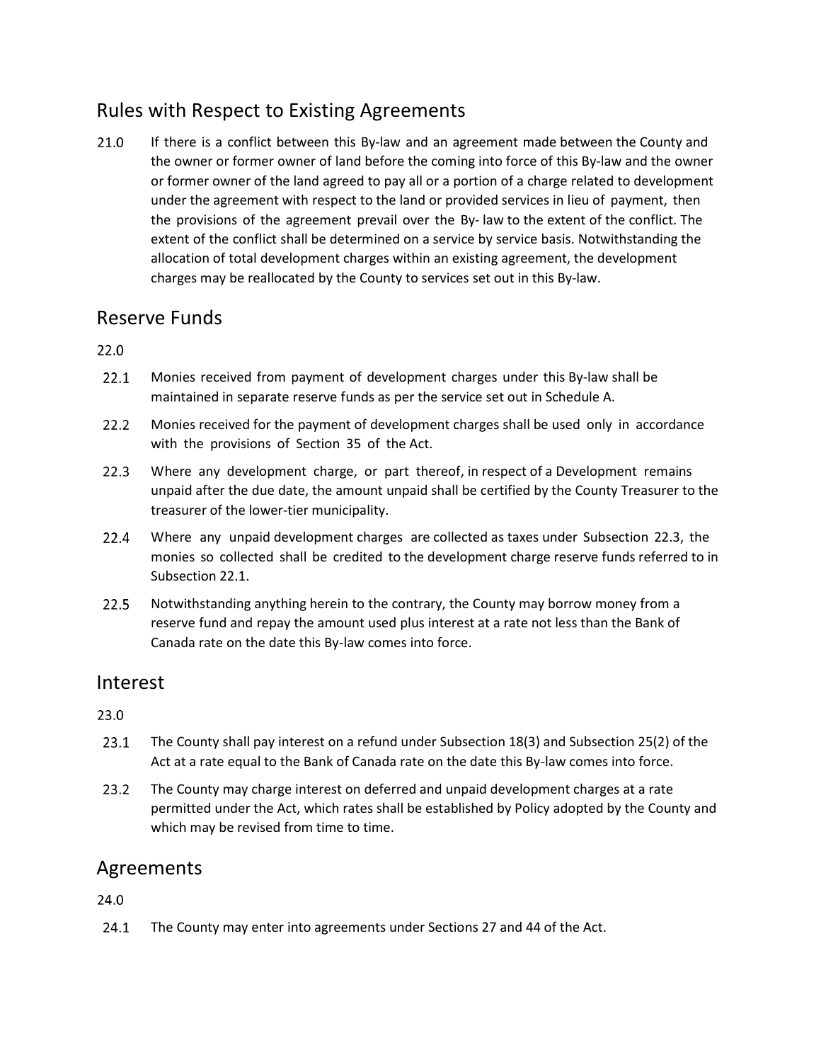## Rules with Respect to Existing Agreements

21.0 If there is a conflict between this By-law and an agreement made between the County and the owner or former owner of land before the coming into force of this By-law and the owner or former owner of the land agreed to pay all or a portion of a charge related to development under the agreement with respect to the land or provided services in lieu of payment, then the provisions of the agreement prevail over the By- law to the extent of the conflict. The extent of the conflict shall be determined on a service by service basis. Notwithstanding the allocation of total development charges within an existing agreement, the development charges may be reallocated by the County to services set out in this By-law.

## Reserve Funds

22.0

22.1 Monies received from payment of development charges under this By-law shall be maintained in separate reserve funds as per the service set out in Schedule A.

22.2 Monies received for the payment of development charges shall be used only in accordance with the provisions of Section 35 of the Act.

22.3 Where any development charge, or part thereof, in respect of a Development remains unpaid after the due date, the amount unpaid shall be certified by the County Treasurer to the treasurer of the lower-tier municipality.

22.4 Where any unpaid development charges are collected as taxes under Subsection 22.3, the monies so collected shall be credited to the development charge reserve funds referred to in Subsection 22.1.

22.5 Notwithstanding anything herein to the contrary, the County may borrow money from a reserve fund and repay the amount used plus interest at a rate not less than the Bank of Canada rate on the date this By-law comes into force.

## Interest

23.0

23.1 The County shall pay interest on a refund under Subsection 18(3) and Subsection 25(2) of the Act at a rate equal to the Bank of Canada rate on the date this By-law comes into force.

23.2 The County may charge interest on deferred and unpaid development charges at a rate permitted under the Act, which rates shall be established by Policy adopted by the County and which may be revised from time to time.

## Agreements

24.0

24.1 The County may enter into agreements under Sections 27 and 44 of the Act.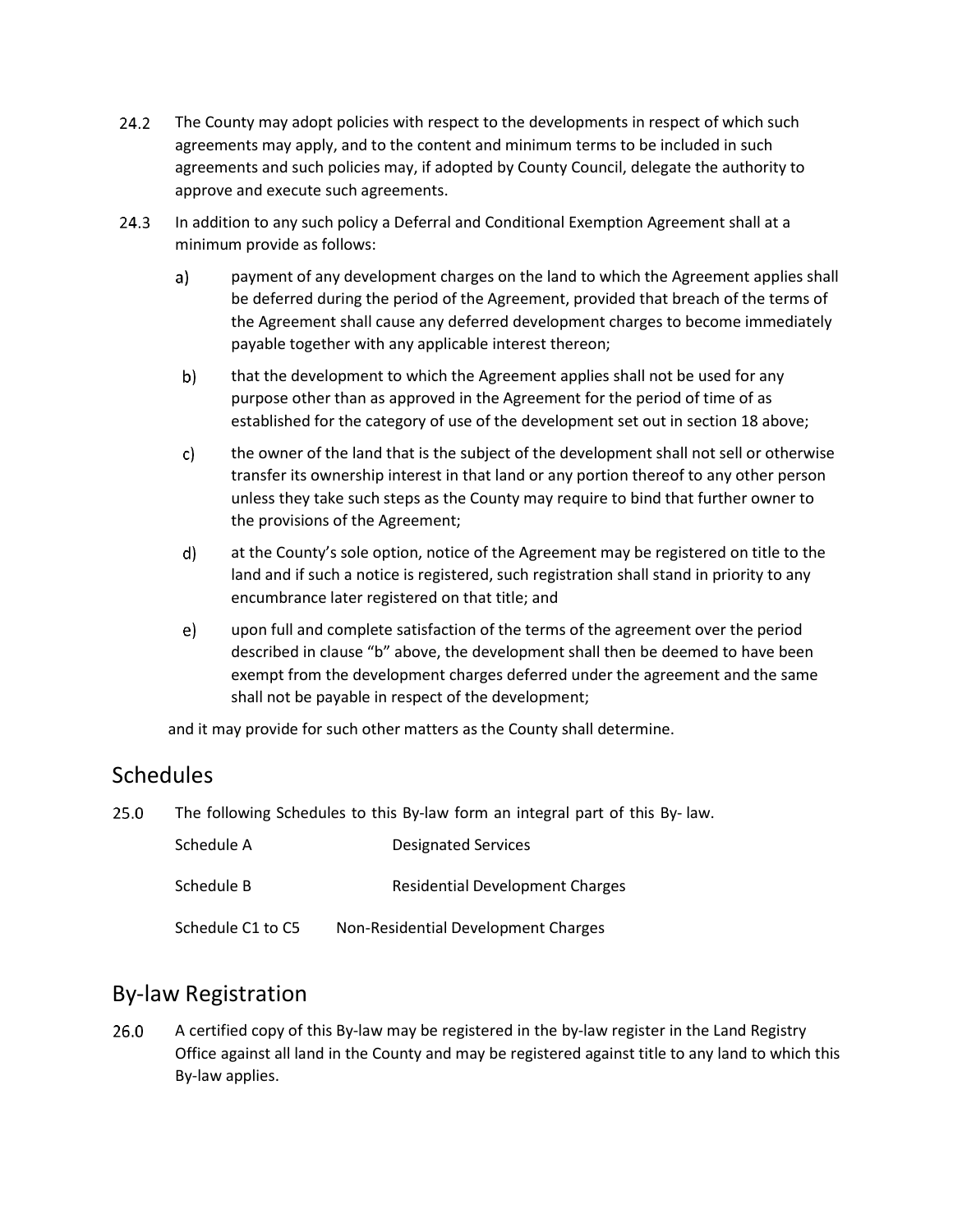24.2 The County may adopt policies with respect to the developments in respect of which such agreements may apply, and to the content and minimum terms to be included in such agreements and such policies may, if adopted by County Council, delegate the authority to approve and execute such agreements.

24.3 In addition to any such policy a Deferral and Conditional Exemption Agreement shall at a minimum provide as follows:

a) payment of any development charges on the land to which the Agreement applies shall be deferred during the period of the Agreement, provided that breach of the terms of the Agreement shall cause any deferred development charges to become immediately payable together with any applicable interest thereon;

b) that the development to which the Agreement applies shall not be used for any purpose other than as approved in the Agreement for the period of time of as established for the category of use of the development set out in section 18 above;

c) the owner of the land that is the subject of the development shall not sell or otherwise transfer its ownership interest in that land or any portion thereof to any other person unless they take such steps as the County may require to bind that further owner to the provisions of the Agreement;

d) at the County's sole option, notice of the Agreement may be registered on title to the land and if such a notice is registered, such registration shall stand in priority to any encumbrance later registered on that title; and

e) upon full and complete satisfaction of the terms of the agreement over the period described in clause "b" above, the development shall then be deemed to have been exempt from the development charges deferred under the agreement and the same shall not be payable in respect of the development;

and it may provide for such other matters as the County shall determine.

## Schedules

25.0 The following Schedules to this By-law form an integral part of this By- law.

| | |
|---|---|
| Schedule A | Designated Services |
| Schedule B | Residential Development Charges |
| Schedule C1 to C5 | Non-Residential Development Charges |

## By-law Registration

26.0 A certified copy of this By-law may be registered in the by-law register in the Land Registry Office against all land in the County and may be registered against title to any land to which this By-law applies.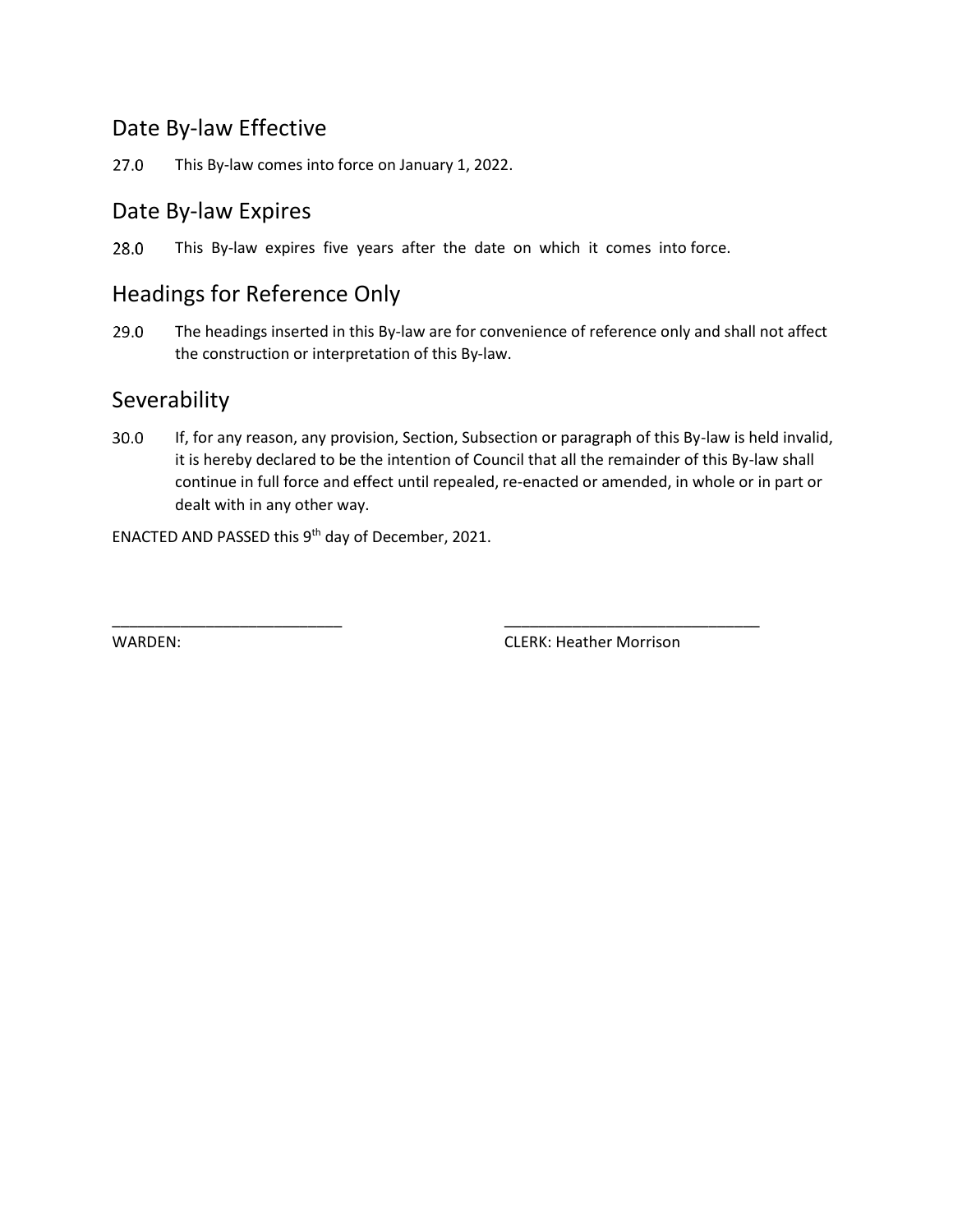## Date By-law Effective

27.0 This By-law comes into force on January 1, 2022.

## Date By-law Expires

28.0 This By-law expires five years after the date on which it comes into force.

## Headings for Reference Only

29.0 The headings inserted in this By-law are for convenience of reference only and shall not affect the construction or interpretation of this By-law.

## Severability

30.0 If, for any reason, any provision, Section, Subsection or paragraph of this By-law is held invalid, it is hereby declared to be the intention of Council that all the remainder of this By-law shall continue in full force and effect until repealed, re-enacted or amended, in whole or in part or dealt with in any other way.

ENACTED AND PASSED this 9th day of December, 2021.

___________________________ ______________________________

WARDEN: CLERK: Heather Morrison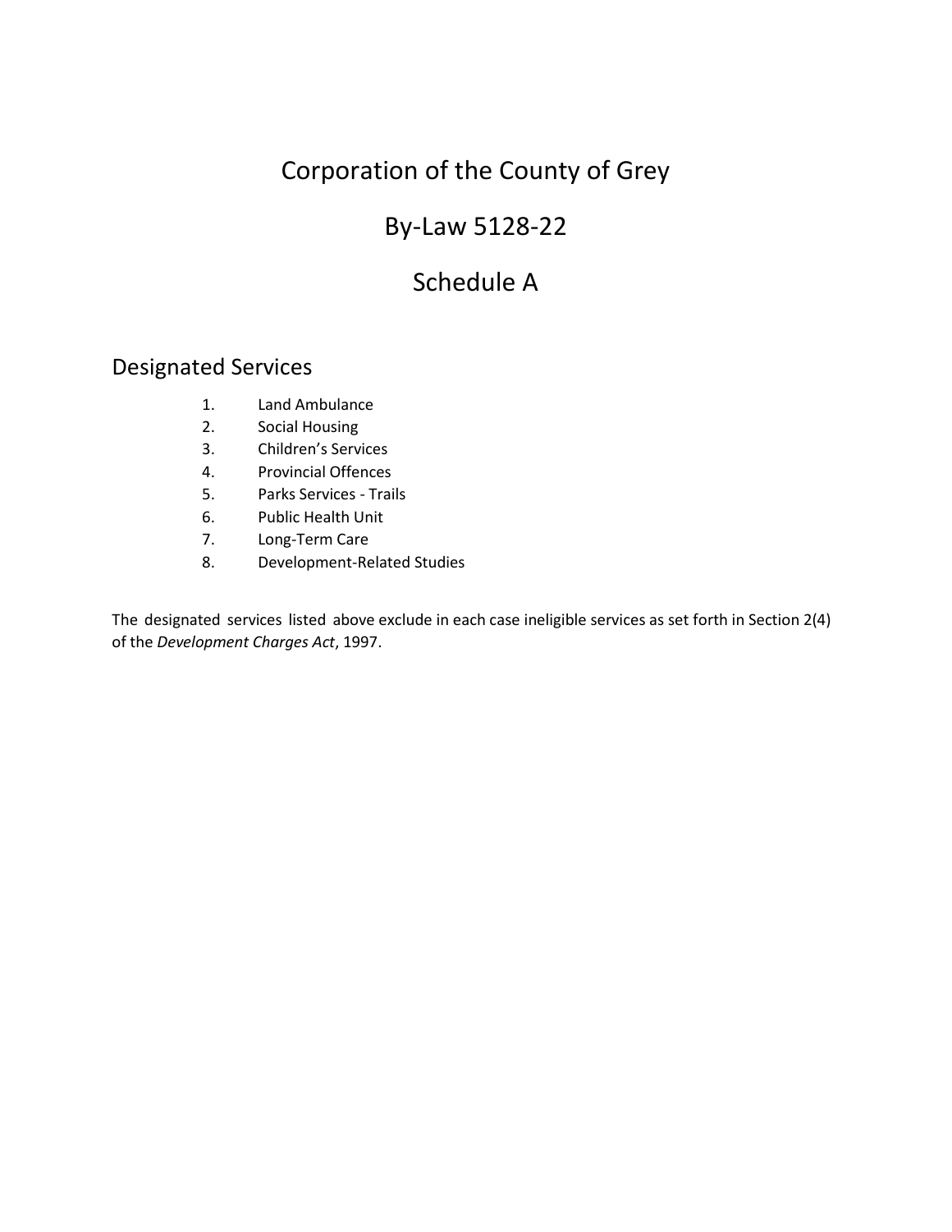# Corporation of the County of Grey

# By-Law 5128-22

# Schedule A

## Designated Services

1. Land Ambulance
2. Social Housing
3. Children's Services
4. Provincial Offences
5. Parks Services - Trails
6. Public Health Unit
7. Long-Term Care
8. Development-Related Studies

The designated services listed above exclude in each case ineligible services as set forth in Section 2(4) of the *Development Charges Act*, 1997.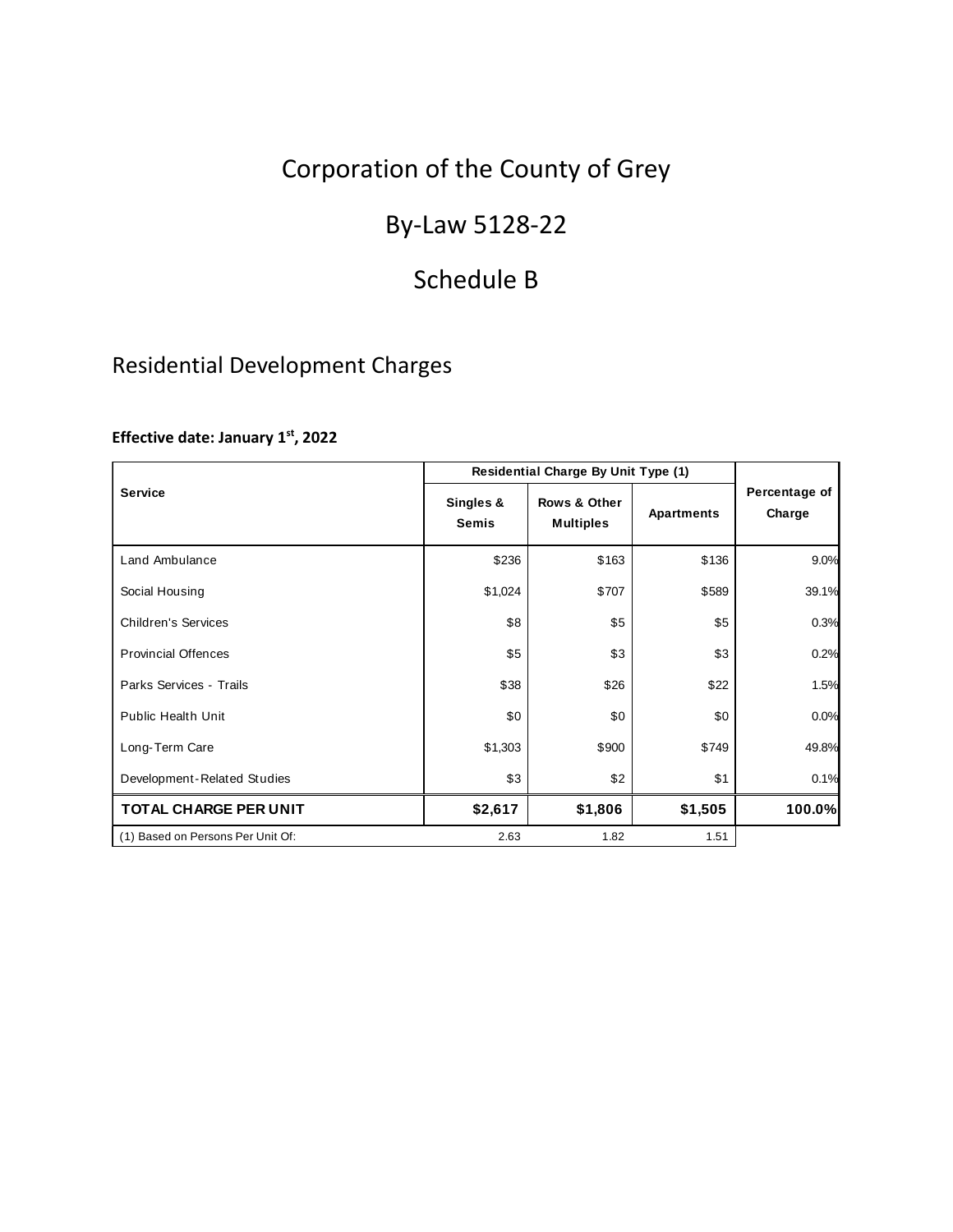# Corporation of the County of Grey

## By-Law 5128-22

## Schedule B

### Residential Development Charges

**Effective date: January 1st, 2022**

| Service | Residential Charge By Unit Type (1) | | | Percentage of Charge |
|---|---|---|---|---|
| | Singles & Semis | Rows & Other Multiples | Apartments | |
| Land Ambulance | $236 | $163 | $136 | 9.0% |
| Social Housing | $1,024 | $707 | $589 | 39.1% |
| Children's Services | $8 | $5 | $5 | 0.3% |
| Provincial Offences | $5 | $3 | $3 | 0.2% |
| Parks Services - Trails | $38 | $26 | $22 | 1.5% |
| Public Health Unit | $0 | $0 | $0 | 0.0% |
| Long-Term Care | $1,303 | $900 | $749 | 49.8% |
| Development-Related Studies | $3 | $2 | $1 | 0.1% |
| **TOTAL CHARGE PER UNIT** | **$2,617** | **$1,806** | **$1,505** | **100.0%** |
| (1) Based on Persons Per Unit Of: | 2.63 | 1.82 | 1.51 | |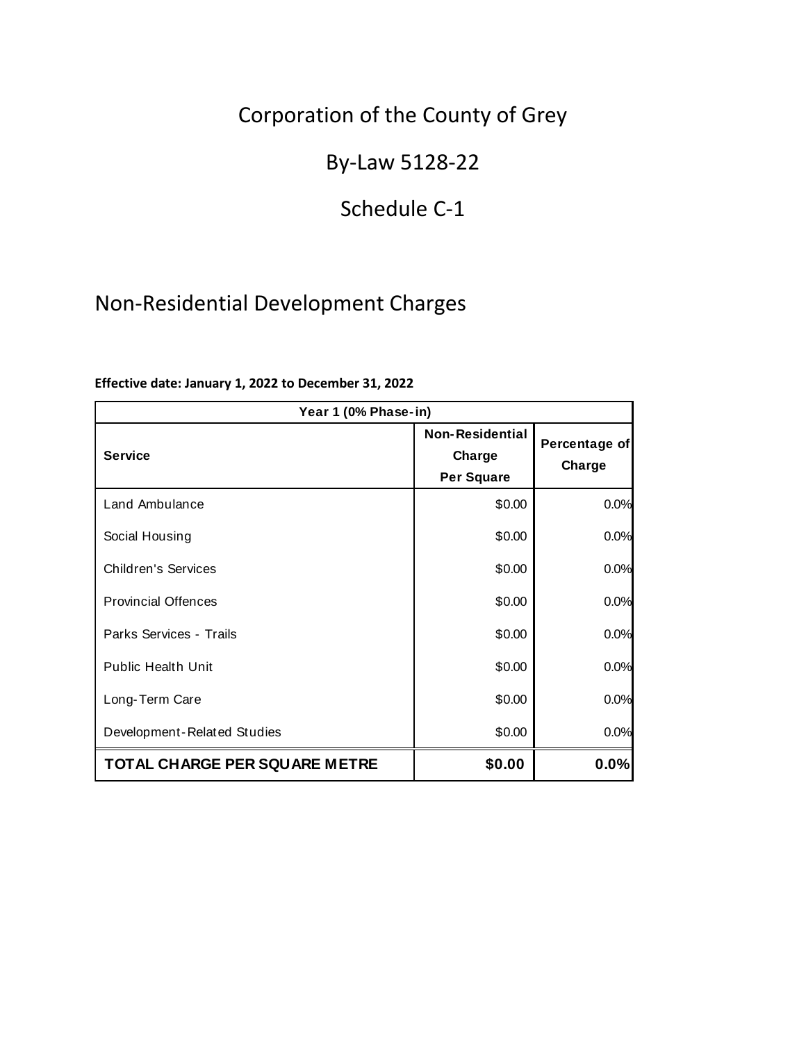# Corporation of the County of Grey

## By-Law 5128-22

## Schedule C-1

## Non-Residential Development Charges

**Effective date: January 1, 2022 to December 31, 2022**

| Year 1 (0% Phase-in) | | |
|---|---|---|
| **Service** | **Non-Residential Charge Per Square** | **Percentage of Charge** |
| Land Ambulance | $0.00 | 0.0% |
| Social Housing | $0.00 | 0.0% |
| Children's Services | $0.00 | 0.0% |
| Provincial Offences | $0.00 | 0.0% |
| Parks Services - Trails | $0.00 | 0.0% |
| Public Health Unit | $0.00 | 0.0% |
| Long-Term Care | $0.00 | 0.0% |
| Development-Related Studies | $0.00 | 0.0% |
| **TOTAL CHARGE PER SQUARE METRE** | **$0.00** | **0.0%** |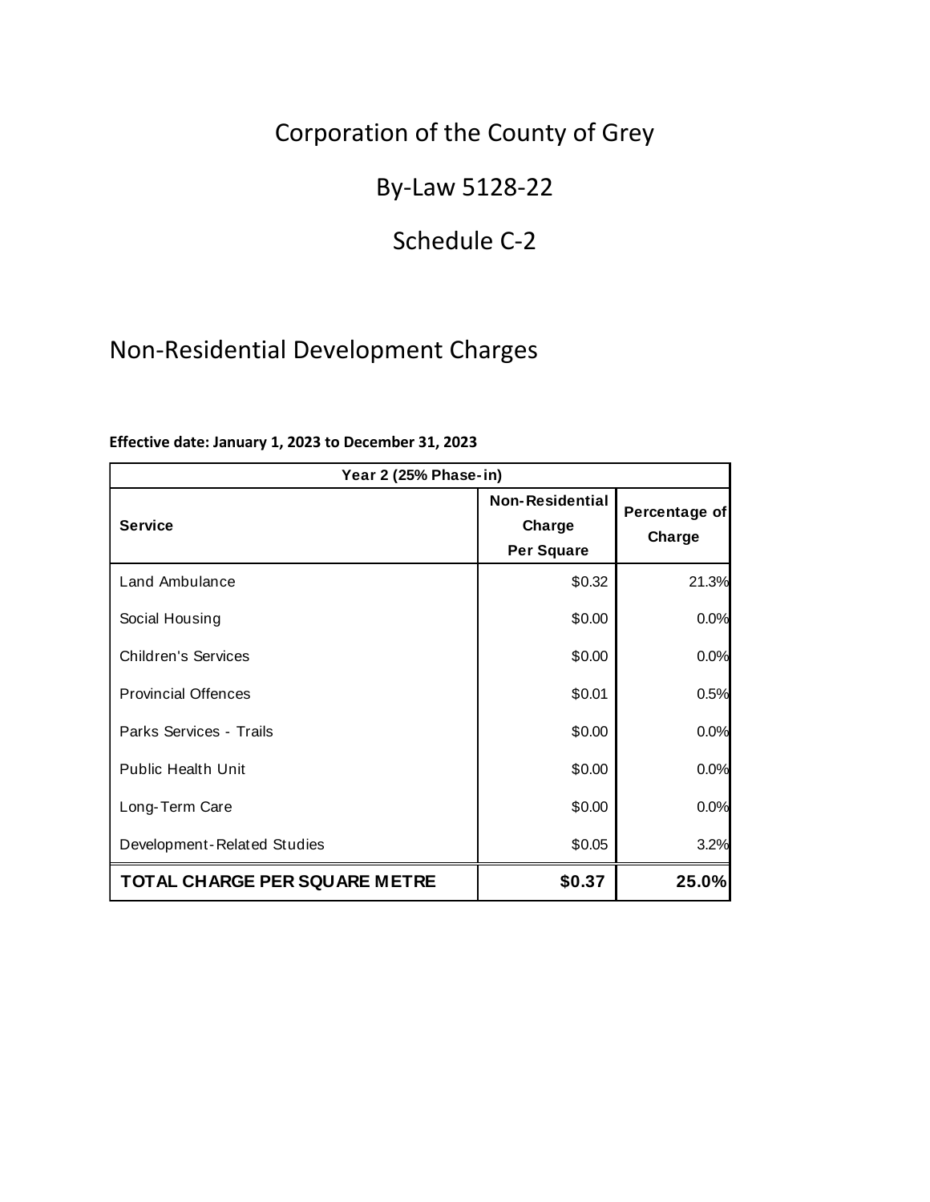# Corporation of the County of Grey

# By-Law 5128-22

# Schedule C-2

## Non-Residential Development Charges

**Effective date: January 1, 2023 to December 31, 2023**

| Year 2 (25% Phase-in) | | |
|---|---|---|
| **Service** | **Non-Residential Charge Per Square** | **Percentage of Charge** |
| Land Ambulance | $0.32 | 21.3% |
| Social Housing | $0.00 | 0.0% |
| Children's Services | $0.00 | 0.0% |
| Provincial Offences | $0.01 | 0.5% |
| Parks Services - Trails | $0.00 | 0.0% |
| Public Health Unit | $0.00 | 0.0% |
| Long-Term Care | $0.00 | 0.0% |
| Development-Related Studies | $0.05 | 3.2% |
| **TOTAL CHARGE PER SQUARE METRE** | **$0.37** | **25.0%** |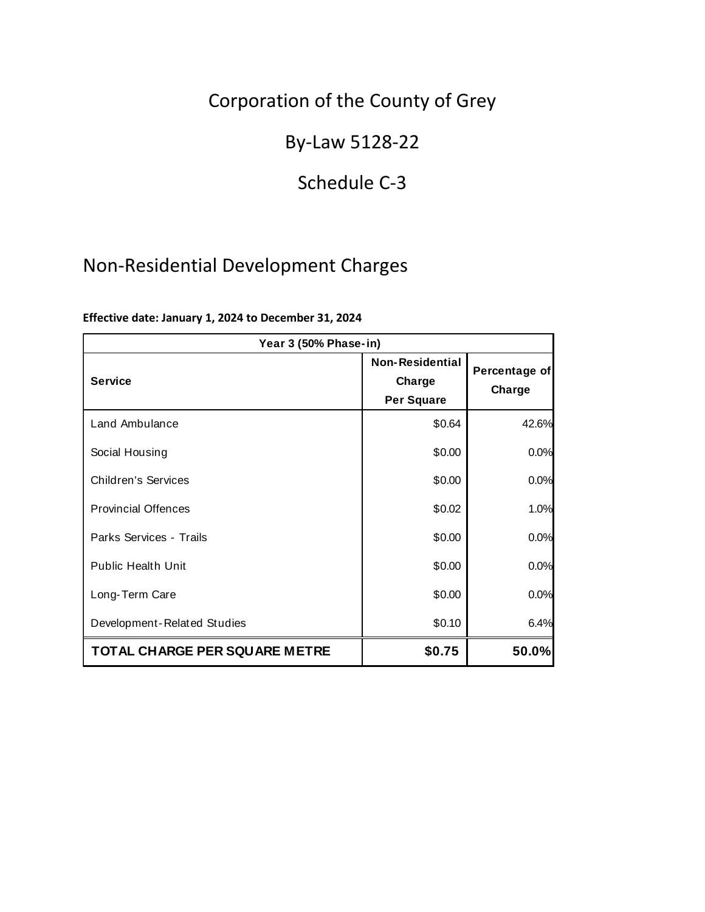# Corporation of the County of Grey

## By-Law 5128-22

## Schedule C-3

## Non-Residential Development Charges

**Effective date: January 1, 2024 to December 31, 2024**

| Year 3 (50% Phase-in) | | |
|---|---|---|
| **Service** | **Non-Residential Charge Per Square** | **Percentage of Charge** |
| Land Ambulance | $0.64 | 42.6% |
| Social Housing | $0.00 | 0.0% |
| Children's Services | $0.00 | 0.0% |
| Provincial Offences | $0.02 | 1.0% |
| Parks Services - Trails | $0.00 | 0.0% |
| Public Health Unit | $0.00 | 0.0% |
| Long-Term Care | $0.00 | 0.0% |
| Development-Related Studies | $0.10 | 6.4% |
| **TOTAL CHARGE PER SQUARE METRE** | **$0.75** | **50.0%** |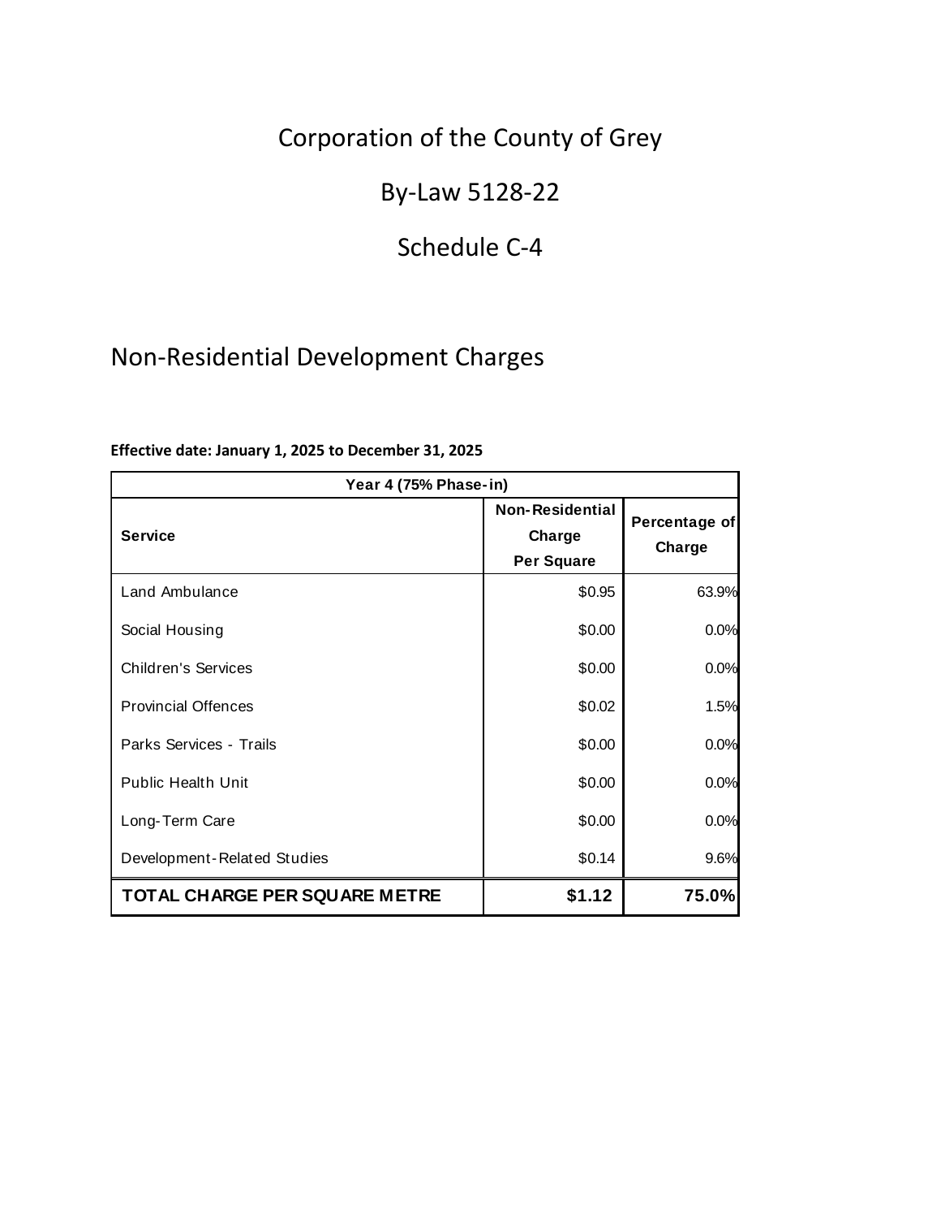# Corporation of the County of Grey

## By-Law 5128-22

## Schedule C-4

## Non-Residential Development Charges

**Effective date: January 1, 2025 to December 31, 2025**

| Year 4 (75% Phase-in) | | |
|---|---|---|
| **Service** | **Non-Residential Charge Per Square** | **Percentage of Charge** |
| Land Ambulance | $0.95 | 63.9% |
| Social Housing | $0.00 | 0.0% |
| Children's Services | $0.00 | 0.0% |
| Provincial Offences | $0.02 | 1.5% |
| Parks Services - Trails | $0.00 | 0.0% |
| Public Health Unit | $0.00 | 0.0% |
| Long-Term Care | $0.00 | 0.0% |
| Development-Related Studies | $0.14 | 9.6% |
| **TOTAL CHARGE PER SQUARE METRE** | **$1.12** | **75.0%** |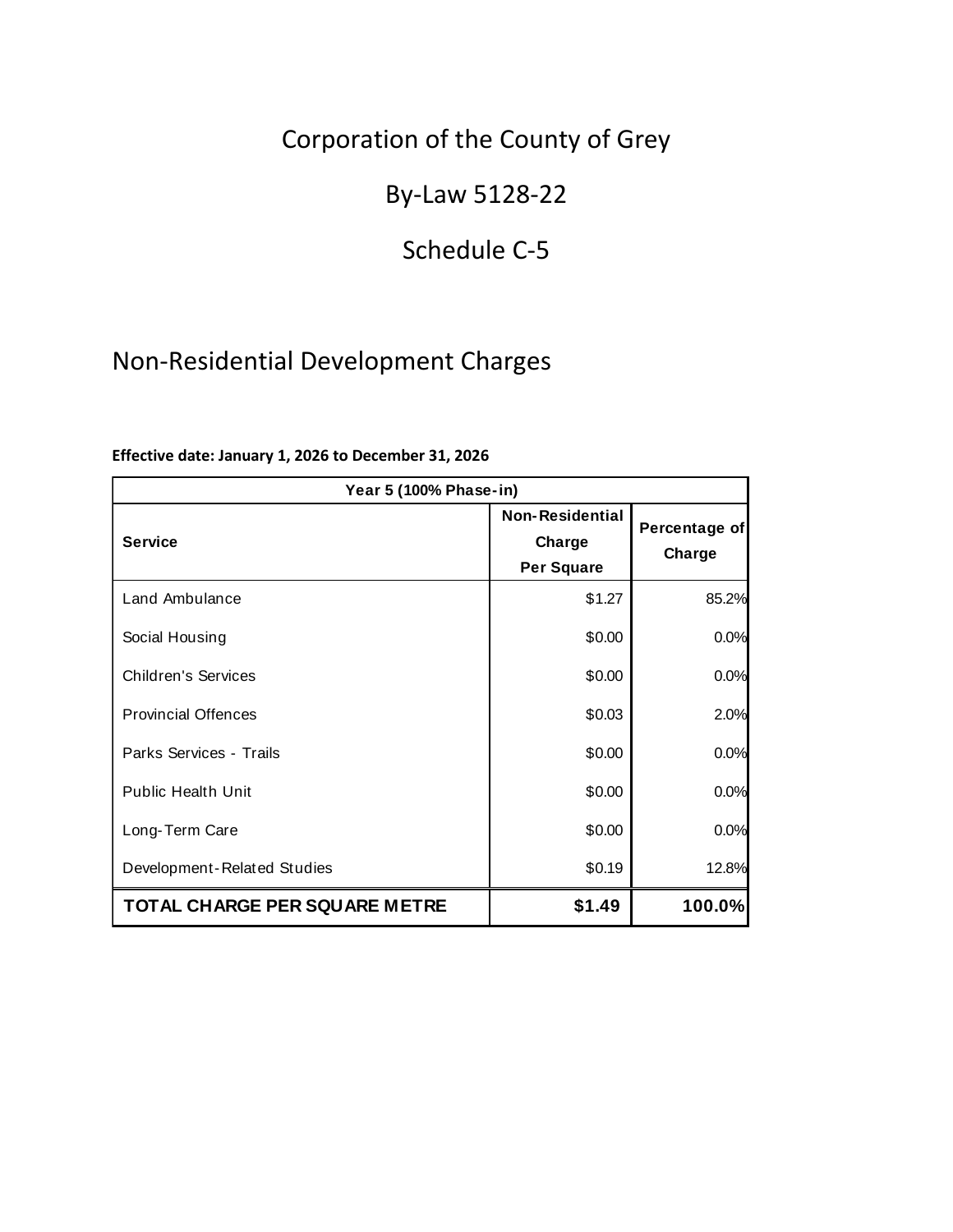# Corporation of the County of Grey

## By-Law 5128-22

## Schedule C-5

## Non-Residential Development Charges

**Effective date: January 1, 2026 to December 31, 2026**

| Year 5 (100% Phase-in) | | |
|---|---|---|
| **Service** | **Non-Residential Charge Per Square** | **Percentage of Charge** |
| Land Ambulance | $1.27 | 85.2% |
| Social Housing | $0.00 | 0.0% |
| Children's Services | $0.00 | 0.0% |
| Provincial Offences | $0.03 | 2.0% |
| Parks Services - Trails | $0.00 | 0.0% |
| Public Health Unit | $0.00 | 0.0% |
| Long-Term Care | $0.00 | 0.0% |
| Development-Related Studies | $0.19 | 12.8% |
| **TOTAL CHARGE PER SQUARE METRE** | **$1.49** | **100.0%** |